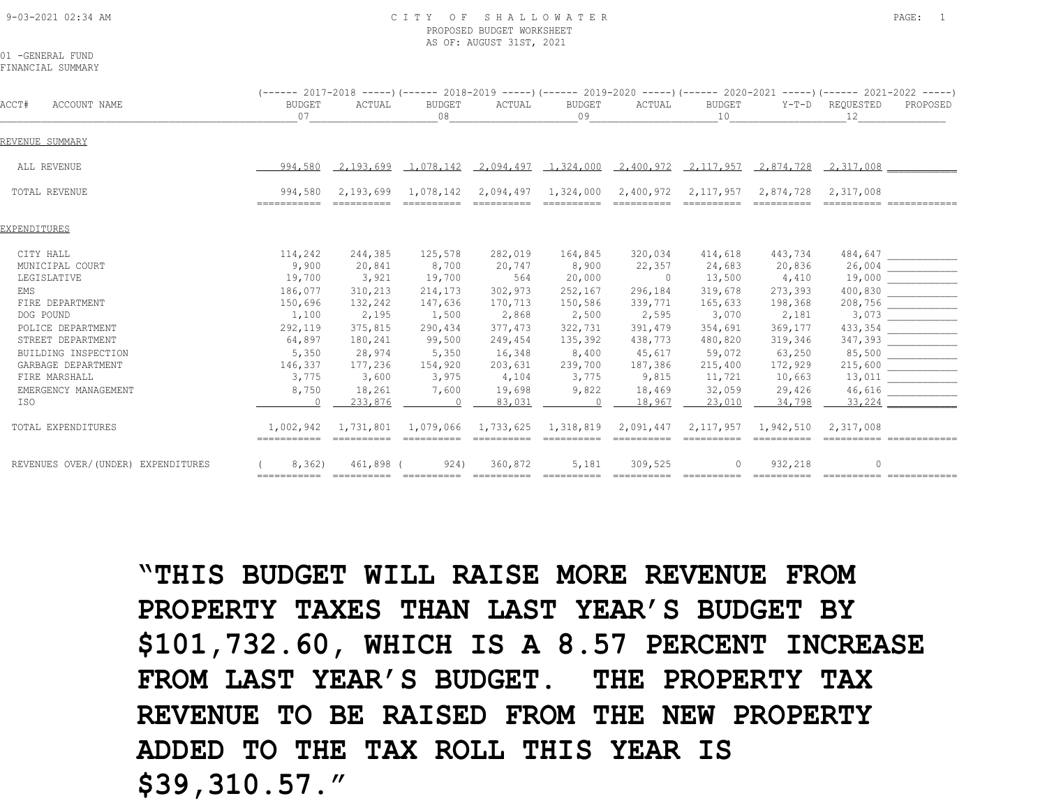CITY OF SHALLOWATER
PROPOSED BUDGET WORKSHEET
AS OF: AUGUST 31ST, 2021

9-03-2021 02:34 AM

01 -GENERAL FUND
FINANCIAL SUMMARY

| ACCT# ACCOUNT NAME | 2017-2018 BUDGET 07 | 2017-2018 ACTUAL | 2018-2019 BUDGET 08 | 2018-2019 ACTUAL | 2019-2020 BUDGET 09 | 2019-2020 ACTUAL | 2020-2021 BUDGET 10 | 2020-2021 Y-T-D | 2021-2022 REQUESTED 12 | 2021-2022 PROPOSED |
|---|---|---|---|---|---|---|---|---|---|---|
| **REVENUE SUMMARY** | | | | | | | | | | |
| ALL REVENUE | 994,580 | 2,193,699 | 1,078,142 | 2,094,497 | 1,324,000 | 2,400,972 | 2,117,957 | 2,874,728 | 2,317,008 | |
| TOTAL REVENUE | 994,580 | 2,193,699 | 1,078,142 | 2,094,497 | 1,324,000 | 2,400,972 | 2,117,957 | 2,874,728 | 2,317,008 | |
| **EXPENDITURES** | | | | | | | | | | |
| CITY HALL | 114,242 | 244,385 | 125,578 | 282,019 | 164,845 | 320,034 | 414,618 | 443,734 | 484,647 | |
| MUNICIPAL COURT | 9,900 | 20,841 | 8,700 | 20,747 | 8,900 | 22,357 | 24,683 | 20,836 | 26,004 | |
| LEGISLATIVE | 19,700 | 3,921 | 19,700 | 564 | 20,000 | 0 | 13,500 | 4,410 | 19,000 | |
| EMS | 186,077 | 310,213 | 214,173 | 302,973 | 252,167 | 296,184 | 319,678 | 273,393 | 400,830 | |
| FIRE DEPARTMENT | 150,696 | 132,242 | 147,636 | 170,713 | 150,586 | 339,771 | 165,633 | 198,368 | 208,756 | |
| DOG POUND | 1,100 | 2,195 | 1,500 | 2,868 | 2,500 | 2,595 | 3,070 | 2,181 | 3,073 | |
| POLICE DEPARTMENT | 292,119 | 375,815 | 290,434 | 377,473 | 322,731 | 391,479 | 354,691 | 369,177 | 433,354 | |
| STREET DEPARTMENT | 64,897 | 180,241 | 99,500 | 249,454 | 135,392 | 438,773 | 480,820 | 319,346 | 347,393 | |
| BUILDING INSPECTION | 5,350 | 28,974 | 5,350 | 16,348 | 8,400 | 45,617 | 59,072 | 63,250 | 85,500 | |
| GARBAGE DEPARTMENT | 146,337 | 177,236 | 154,920 | 203,631 | 239,700 | 187,386 | 215,400 | 172,929 | 215,600 | |
| FIRE MARSHALL | 3,775 | 3,600 | 3,975 | 4,104 | 3,775 | 9,815 | 11,721 | 10,663 | 13,011 | |
| EMERGENCY MANAGEMENT | 8,750 | 18,261 | 7,600 | 19,698 | 9,822 | 18,469 | 32,059 | 29,426 | 46,616 | |
| ISO | 0 | 233,876 | 0 | 83,031 | 0 | 18,967 | 23,010 | 34,798 | 33,224 | |
| TOTAL EXPENDITURES | 1,002,942 | 1,731,801 | 1,079,066 | 1,733,625 | 1,318,819 | 2,091,447 | 2,117,957 | 1,942,510 | 2,317,008 | |
| REVENUES OVER/(UNDER) EXPENDITURES | ( 8,362) | 461,898 | ( 924) | 360,872 | 5,181 | 309,525 | 0 | 932,218 | 0 | |

**"THIS BUDGET WILL RAISE MORE REVENUE FROM PROPERTY TAXES THAN LAST YEAR'S BUDGET BY $101,732.60, WHICH IS A 8.57 PERCENT INCREASE FROM LAST YEAR'S BUDGET. THE PROPERTY TAX REVENUE TO BE RAISED FROM THE NEW PROPERTY ADDED TO THE TAX ROLL THIS YEAR IS $39,310.57."**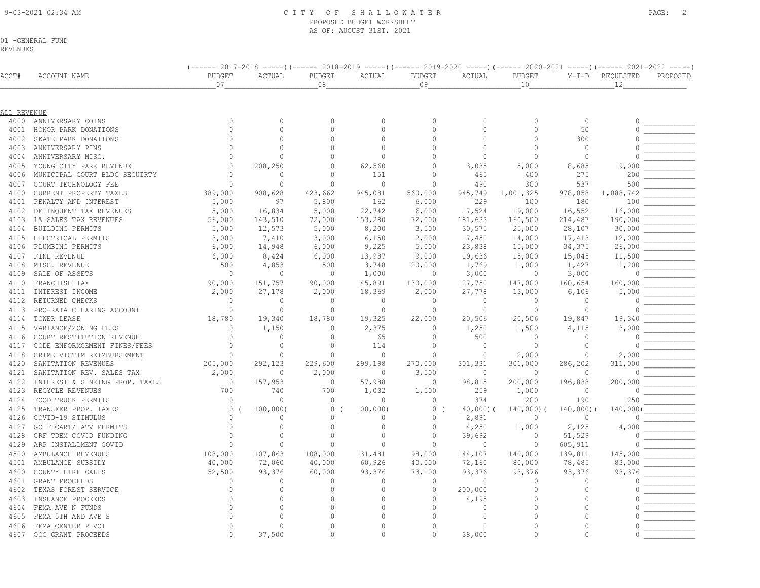9-03-2021 02:34 AM

# CITY OF SHALLOWATER
PROPOSED BUDGET WORKSHEET
AS OF: AUGUST 31ST, 2021

01 -GENERAL FUND
REVENUES

| | | 2017-2018 | | 2018-2019 | | 2019-2020 | | 2020-2021 | | 2021-2022 | |
|---|---|---|---|---|---|---|---|---|---|---|---|
| ACCT# | ACCOUNT NAME | BUDGET 07 | ACTUAL | BUDGET 08 | ACTUAL | BUDGET 09 | ACTUAL | BUDGET 10 | Y-T-D | REQUESTED 12 | PROPOSED |
| **ALL REVENUE** | | | | | | | | | | | |
| 4000 | ANNIVERSARY COINS | 0 | 0 | 0 | 0 | 0 | 0 | 0 | 0 | 0 | |
| 4001 | HONOR PARK DONATIONS | 0 | 0 | 0 | 0 | 0 | 0 | 0 | 50 | 0 | |
| 4002 | SKATE PARK DONATIONS | 0 | 0 | 0 | 0 | 0 | 0 | 0 | 300 | 0 | |
| 4003 | ANNIVERSARY PINS | 0 | 0 | 0 | 0 | 0 | 0 | 0 | 0 | 0 | |
| 4004 | ANNIVERSARY MISC. | 0 | 0 | 0 | 0 | 0 | 0 | 0 | 0 | 0 | |
| 4005 | YOUNG CITY PARK REVENUE | 0 | 208,250 | 0 | 62,560 | 0 | 3,035 | 5,000 | 8,685 | 9,000 | |
| 4006 | MUNICIPAL COURT BLDG SECUIRTY | 0 | 0 | 0 | 151 | 0 | 465 | 400 | 275 | 200 | |
| 4007 | COURT TECHNOLOGY FEE | 0 | 0 | 0 | 0 | 0 | 490 | 300 | 537 | 500 | |
| 4100 | CURRENT PROPERTY TAXES | 389,000 | 908,628 | 423,662 | 945,081 | 560,000 | 945,749 | 1,001,325 | 978,058 | 1,088,742 | |
| 4101 | PENALTY AND INTEREST | 5,000 | 97 | 5,800 | 162 | 6,000 | 229 | 100 | 180 | 100 | |
| 4102 | DELINQUENT TAX REVENUES | 5,000 | 16,834 | 5,000 | 22,742 | 6,000 | 17,524 | 19,000 | 16,552 | 16,000 | |
| 4103 | 1% SALES TAX REVENUES | 56,000 | 143,510 | 72,000 | 153,280 | 72,000 | 181,633 | 160,500 | 214,487 | 190,000 | |
| 4104 | BUILDING PERMITS | 5,000 | 12,573 | 5,000 | 8,200 | 3,500 | 30,575 | 25,000 | 28,107 | 30,000 | |
| 4105 | ELECTRICAL PERMITS | 3,000 | 7,410 | 3,000 | 6,150 | 2,000 | 17,450 | 14,000 | 17,413 | 12,000 | |
| 4106 | PLUMBING PERMITS | 6,000 | 14,948 | 6,000 | 9,225 | 5,000 | 23,838 | 15,000 | 34,375 | 26,000 | |
| 4107 | FINE REVENUE | 6,000 | 8,424 | 6,000 | 13,987 | 9,000 | 19,636 | 15,000 | 15,045 | 11,500 | |
| 4108 | MISC. REVENUE | 500 | 4,853 | 500 | 3,748 | 20,000 | 1,769 | 1,000 | 1,427 | 1,200 | |
| 4109 | SALE OF ASSETS | 0 | 0 | 0 | 1,000 | 0 | 3,000 | 0 | 3,000 | 0 | |
| 4110 | FRANCHISE TAX | 90,000 | 151,757 | 90,000 | 145,891 | 130,000 | 127,750 | 147,000 | 160,654 | 160,000 | |
| 4111 | INTEREST INCOME | 2,000 | 27,178 | 2,000 | 18,369 | 2,000 | 27,778 | 13,000 | 6,106 | 5,000 | |
| 4112 | RETURNED CHECKS | 0 | 0 | 0 | 0 | 0 | 0 | 0 | 0 | 0 | |
| 4113 | PRO-RATA CLEARING ACCOUNT | 0 | 0 | 0 | 0 | 0 | 0 | 0 | 0 | 0 | |
| 4114 | TOWER LEASE | 18,780 | 19,340 | 18,780 | 19,325 | 22,000 | 20,506 | 20,506 | 19,847 | 19,340 | |
| 4115 | VARIANCE/ZONING FEES | 0 | 1,150 | 0 | 2,375 | 0 | 1,250 | 1,500 | 4,115 | 3,000 | |
| 4116 | COURT RESTITUTION REVENUE | 0 | 0 | 0 | 65 | 0 | 500 | 0 | 0 | 0 | |
| 4117 | CODE ENFORMCEMENT FINES/FEES | 0 | 0 | 0 | 114 | 0 | 0 | 0 | 0 | 0 | |
| 4118 | CRIME VICTIM REIMBURSEMENT | 0 | 0 | 0 | 0 | 0 | 0 | 2,000 | 0 | 2,000 | |
| 4120 | SANITATION REVENUES | 205,000 | 292,123 | 229,600 | 299,198 | 270,000 | 301,331 | 301,000 | 286,202 | 311,000 | |
| 4121 | SANITATION REV. SALES TAX | 2,000 | 0 | 2,000 | 0 | 3,500 | 0 | 0 | 0 | 0 | |
| 4122 | INTEREST & SINKING PROP. TAXES | 0 | 157,953 | 0 | 157,988 | 0 | 198,815 | 200,000 | 196,838 | 200,000 | |
| 4123 | RECYCLE REVENUES | 700 | 740 | 700 | 1,032 | 1,500 | 259 | 1,000 | 0 | 0 | |
| 4124 | FOOD TRUCK PERMITS | 0 | 0 | 0 | 0 | 0 | 374 | 200 | 190 | 250 | |
| 4125 | TRANSFER PROP. TAXES | 0 | (100,000) | 0 | (100,000) | 0 | (140,000) | (140,000) | (140,000) | (140,000) | |
| 4126 | COVID-19 STIMULUS | 0 | 0 | 0 | 0 | 0 | 2,891 | 0 | 0 | 0 | |
| 4127 | GOLF CART/ ATV PERMITS | 0 | 0 | 0 | 0 | 0 | 4,250 | 1,000 | 2,125 | 4,000 | |
| 4128 | CRF TDEM COVID FUNDING | 0 | 0 | 0 | 0 | 0 | 39,692 | 0 | 51,529 | 0 | |
| 4129 | ARP INSTALLMENT COVID | 0 | 0 | 0 | 0 | 0 | 0 | 0 | 605,911 | 0 | |
| 4500 | AMBULANCE REVENUES | 108,000 | 107,863 | 108,000 | 131,481 | 98,000 | 144,107 | 140,000 | 139,811 | 145,000 | |
| 4501 | AMBULANCE SUBSIDY | 40,000 | 72,060 | 40,000 | 60,926 | 40,000 | 72,160 | 80,000 | 78,485 | 83,000 | |
| 4600 | COUNTY FIRE CALLS | 52,500 | 93,376 | 60,000 | 93,376 | 73,100 | 93,376 | 93,376 | 93,376 | 93,376 | |
| 4601 | GRANT PROCEEDS | 0 | 0 | 0 | 0 | 0 | 0 | 0 | 0 | 0 | |
| 4602 | TEXAS FOREST SERVICE | 0 | 0 | 0 | 0 | 0 | 200,000 | 0 | 0 | 0 | |
| 4603 | INSUANCE PROCEEDS | 0 | 0 | 0 | 0 | 0 | 4,195 | 0 | 0 | 0 | |
| 4604 | FEMA AVE N FUNDS | 0 | 0 | 0 | 0 | 0 | 0 | 0 | 0 | 0 | |
| 4605 | FEMA 5TH AND AVE S | 0 | 0 | 0 | 0 | 0 | 0 | 0 | 0 | 0 | |
| 4606 | FEMA CENTER PIVOT | 0 | 0 | 0 | 0 | 0 | 0 | 0 | 0 | 0 | |
| 4607 | OOG GRANT PROCEEDS | 0 | 37,500 | 0 | 0 | 0 | 38,000 | 0 | 0 | 0 | |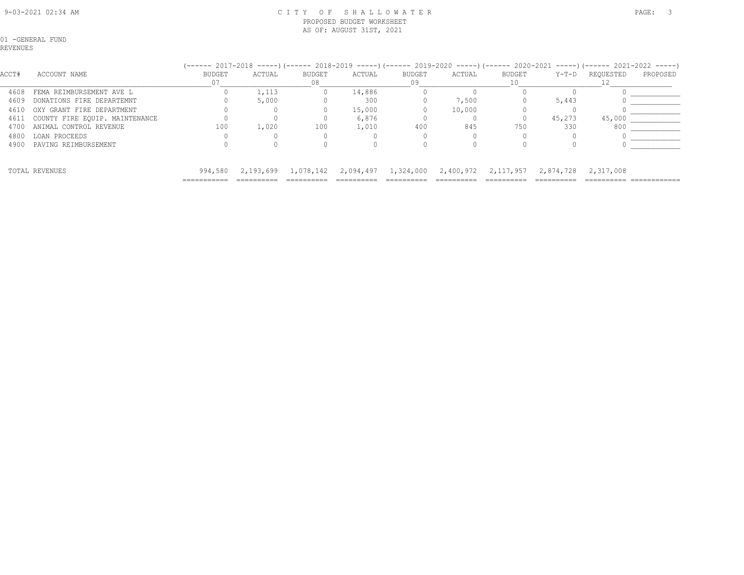01 -GENERAL FUND
REVENUES

| ACCT# | ACCOUNT NAME | 2017-2018 BUDGET 07 | 2017-2018 ACTUAL | 2018-2019 BUDGET 08 | 2018-2019 ACTUAL | 2019-2020 BUDGET 09 | 2019-2020 ACTUAL | 2020-2021 BUDGET 10 | 2020-2021 Y-T-D | 2021-2022 REQUESTED 12 | 2021-2022 PROPOSED |
|---|---|---|---|---|---|---|---|---|---|---|---|
| 4608 | FEMA REIMBURSEMENT AVE L | 0 | 1,113 | 0 | 14,886 | 0 | 0 | 0 | 0 | 0 | |
| 4609 | DONATIONS FIRE DEPARTEMNT | 0 | 5,000 | 0 | 300 | 0 | 7,500 | 0 | 5,443 | 0 | |
| 4610 | OXY GRANT FIRE DEPARTMENT | 0 | 0 | 0 | 15,000 | 0 | 10,000 | 0 | 0 | 0 | |
| 4611 | COUNTY FIRE EQUIP. MAINTENANCE | 0 | 0 | 0 | 6,876 | 0 | 0 | 0 | 45,273 | 45,000 | |
| 4700 | ANIMAL CONTROL REVENUE | 100 | 1,020 | 100 | 1,010 | 400 | 845 | 750 | 330 | 800 | |
| 4800 | LOAN PROCEEDS | 0 | 0 | 0 | 0 | 0 | 0 | 0 | 0 | 0 | |
| 4900 | PAVING REIMBURSEMENT | 0 | 0 | 0 | 0 | 0 | 0 | 0 | 0 | 0 | |
| | TOTAL REVENUES | 994,580 | 2,193,699 | 1,078,142 | 2,094,497 | 1,324,000 | 2,400,972 | 2,117,957 | 2,874,728 | 2,317,008 | |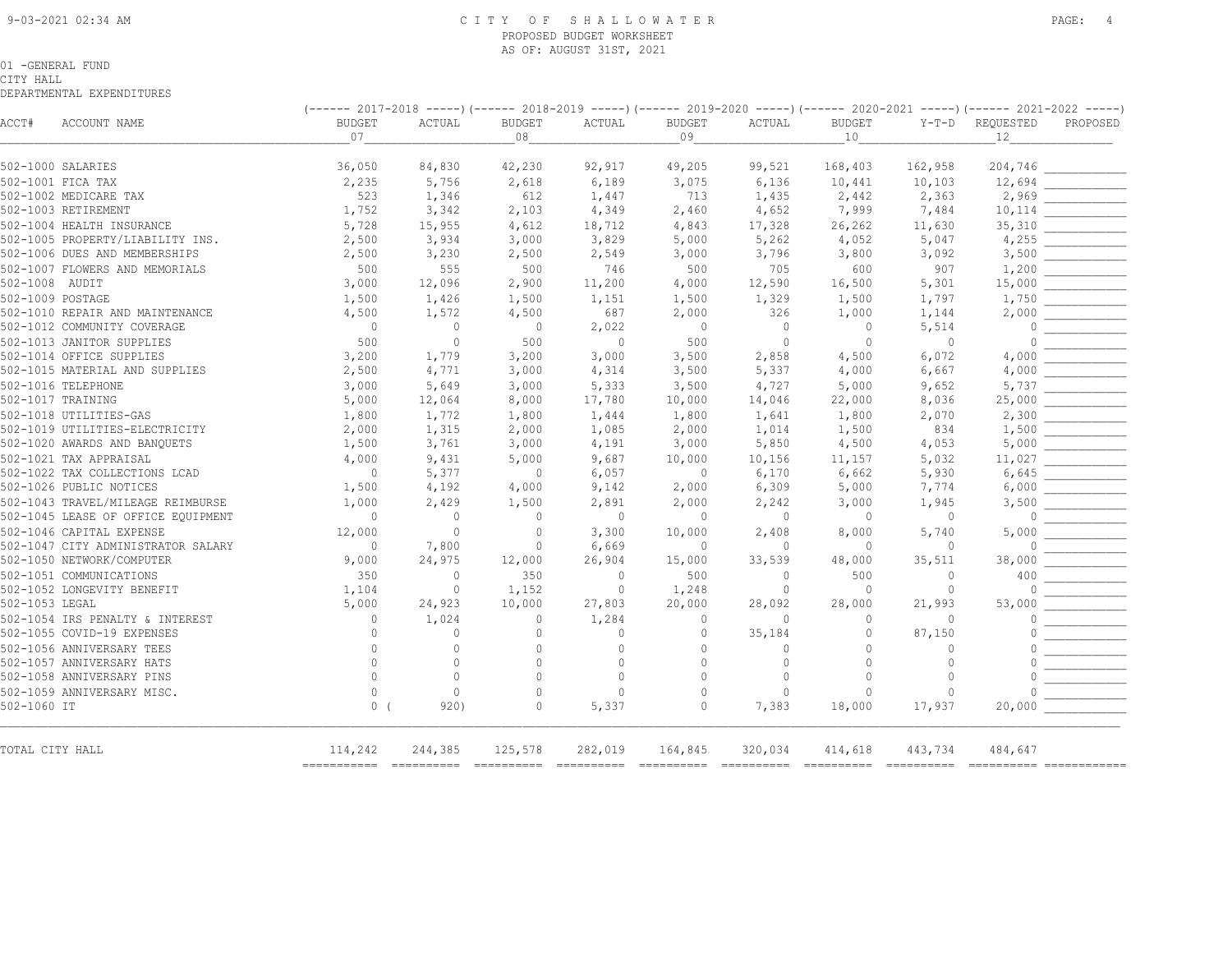# CITY OF SHALLOWATER

PROPOSED BUDGET WORKSHEET
AS OF: AUGUST 31ST, 2021

01 -GENERAL FUND
CITY HALL
DEPARTMENTAL EXPENDITURES

| ACCT# | ACCOUNT NAME | 2017-2018 BUDGET 07 | 2017-2018 ACTUAL | 2018-2019 BUDGET 08 | 2018-2019 ACTUAL | 2019-2020 BUDGET 09 | 2019-2020 ACTUAL | 2020-2021 BUDGET 10 | 2020-2021 Y-T-D | 2021-2022 REQUESTED 12 | 2021-2022 PROPOSED |
|---|---|---|---|---|---|---|---|---|---|---|---|
| 502-1000 | SALARIES | 36,050 | 84,830 | 42,230 | 92,917 | 49,205 | 99,521 | 168,403 | 162,958 | 204,746 | |
| 502-1001 | FICA TAX | 2,235 | 5,756 | 2,618 | 6,189 | 3,075 | 6,136 | 10,441 | 10,103 | 12,694 | |
| 502-1002 | MEDICARE TAX | 523 | 1,346 | 612 | 1,447 | 713 | 1,435 | 2,442 | 2,363 | 2,969 | |
| 502-1003 | RETIREMENT | 1,752 | 3,342 | 2,103 | 4,349 | 2,460 | 4,652 | 7,999 | 7,484 | 10,114 | |
| 502-1004 | HEALTH INSURANCE | 5,728 | 15,955 | 4,612 | 18,712 | 4,843 | 17,328 | 26,262 | 11,630 | 35,310 | |
| 502-1005 | PROPERTY/LIABILITY INS. | 2,500 | 3,934 | 3,000 | 3,829 | 5,000 | 5,262 | 4,052 | 5,047 | 4,255 | |
| 502-1006 | DUES AND MEMBERSHIPS | 2,500 | 3,230 | 2,500 | 2,549 | 3,000 | 3,796 | 3,800 | 3,092 | 3,500 | |
| 502-1007 | FLOWERS AND MEMORIALS | 500 | 555 | 500 | 746 | 500 | 705 | 600 | 907 | 1,200 | |
| 502-1008 | AUDIT | 3,000 | 12,096 | 2,900 | 11,200 | 4,000 | 12,590 | 16,500 | 5,301 | 15,000 | |
| 502-1009 | POSTAGE | 1,500 | 1,426 | 1,500 | 1,151 | 1,500 | 1,329 | 1,500 | 1,797 | 1,750 | |
| 502-1010 | REPAIR AND MAINTENANCE | 4,500 | 1,572 | 4,500 | 687 | 2,000 | 326 | 1,000 | 1,144 | 2,000 | |
| 502-1012 | COMMUNITY COVERAGE | 0 | 0 | 0 | 2,022 | 0 | 0 | 0 | 5,514 | 0 | |
| 502-1013 | JANITOR SUPPLIES | 500 | 0 | 500 | 0 | 500 | 0 | 0 | 0 | 0 | |
| 502-1014 | OFFICE SUPPLIES | 3,200 | 1,779 | 3,200 | 3,000 | 3,500 | 2,858 | 4,500 | 6,072 | 4,000 | |
| 502-1015 | MATERIAL AND SUPPLIES | 2,500 | 4,771 | 3,000 | 4,314 | 3,500 | 5,337 | 4,000 | 6,667 | 4,000 | |
| 502-1016 | TELEPHONE | 3,000 | 5,649 | 3,000 | 5,333 | 3,500 | 4,727 | 5,000 | 9,652 | 5,737 | |
| 502-1017 | TRAINING | 5,000 | 12,064 | 8,000 | 17,780 | 10,000 | 14,046 | 22,000 | 8,036 | 25,000 | |
| 502-1018 | UTILITIES-GAS | 1,800 | 1,772 | 1,800 | 1,444 | 1,800 | 1,641 | 1,800 | 2,070 | 2,300 | |
| 502-1019 | UTILITIES-ELECTRICITY | 2,000 | 1,315 | 2,000 | 1,085 | 2,000 | 1,014 | 1,500 | 834 | 1,500 | |
| 502-1020 | AWARDS AND BANQUETS | 1,500 | 3,761 | 3,000 | 4,191 | 3,000 | 5,850 | 4,500 | 4,053 | 5,000 | |
| 502-1021 | TAX APPRAISAL | 4,000 | 9,431 | 5,000 | 9,687 | 10,000 | 10,156 | 11,157 | 5,032 | 11,027 | |
| 502-1022 | TAX COLLECTIONS LCAD | 0 | 5,377 | 0 | 6,057 | 0 | 6,170 | 6,662 | 5,930 | 6,645 | |
| 502-1026 | PUBLIC NOTICES | 1,500 | 4,192 | 4,000 | 9,142 | 2,000 | 6,309 | 5,000 | 7,774 | 6,000 | |
| 502-1043 | TRAVEL/MILEAGE REIMBURSE | 1,000 | 2,429 | 1,500 | 2,891 | 2,000 | 2,242 | 3,000 | 1,945 | 3,500 | |
| 502-1045 | LEASE OF OFFICE EQUIPMENT | 0 | 0 | 0 | 0 | 0 | 0 | 0 | 0 | 0 | |
| 502-1046 | CAPITAL EXPENSE | 12,000 | 0 | 0 | 3,300 | 10,000 | 2,408 | 8,000 | 5,740 | 5,000 | |
| 502-1047 | CITY ADMINISTRATOR SALARY | 0 | 7,800 | 0 | 6,669 | 0 | 0 | 0 | 0 | 0 | |
| 502-1050 | NETWORK/COMPUTER | 9,000 | 24,975 | 12,000 | 26,904 | 15,000 | 33,539 | 48,000 | 35,511 | 38,000 | |
| 502-1051 | COMMUNICATIONS | 350 | 0 | 350 | 0 | 500 | 0 | 500 | 0 | 400 | |
| 502-1052 | LONGEVITY BENEFIT | 1,104 | 0 | 1,152 | 0 | 1,248 | 0 | 0 | 0 | 0 | |
| 502-1053 | LEGAL | 5,000 | 24,923 | 10,000 | 27,803 | 20,000 | 28,092 | 28,000 | 21,993 | 53,000 | |
| 502-1054 | IRS PENALTY & INTEREST | 0 | 1,024 | 0 | 1,284 | 0 | 0 | 0 | 0 | 0 | |
| 502-1055 | COVID-19 EXPENSES | 0 | 0 | 0 | 0 | 0 | 35,184 | 0 | 87,150 | 0 | |
| 502-1056 | ANNIVERSARY TEES | 0 | 0 | 0 | 0 | 0 | 0 | 0 | 0 | 0 | |
| 502-1057 | ANNIVERSARY HATS | 0 | 0 | 0 | 0 | 0 | 0 | 0 | 0 | 0 | |
| 502-1058 | ANNIVERSARY PINS | 0 | 0 | 0 | 0 | 0 | 0 | 0 | 0 | 0 | |
| 502-1059 | ANNIVERSARY MISC. | 0 | 0 | 0 | 0 | 0 | 0 | 0 | 0 | 0 | |
| 502-1060 | IT | 0 | (920) | 0 | 5,337 | 0 | 7,383 | 18,000 | 17,937 | 20,000 | |
| TOTAL CITY HALL | | 114,242 | 244,385 | 125,578 | 282,019 | 164,845 | 320,034 | 414,618 | 443,734 | 484,647 | |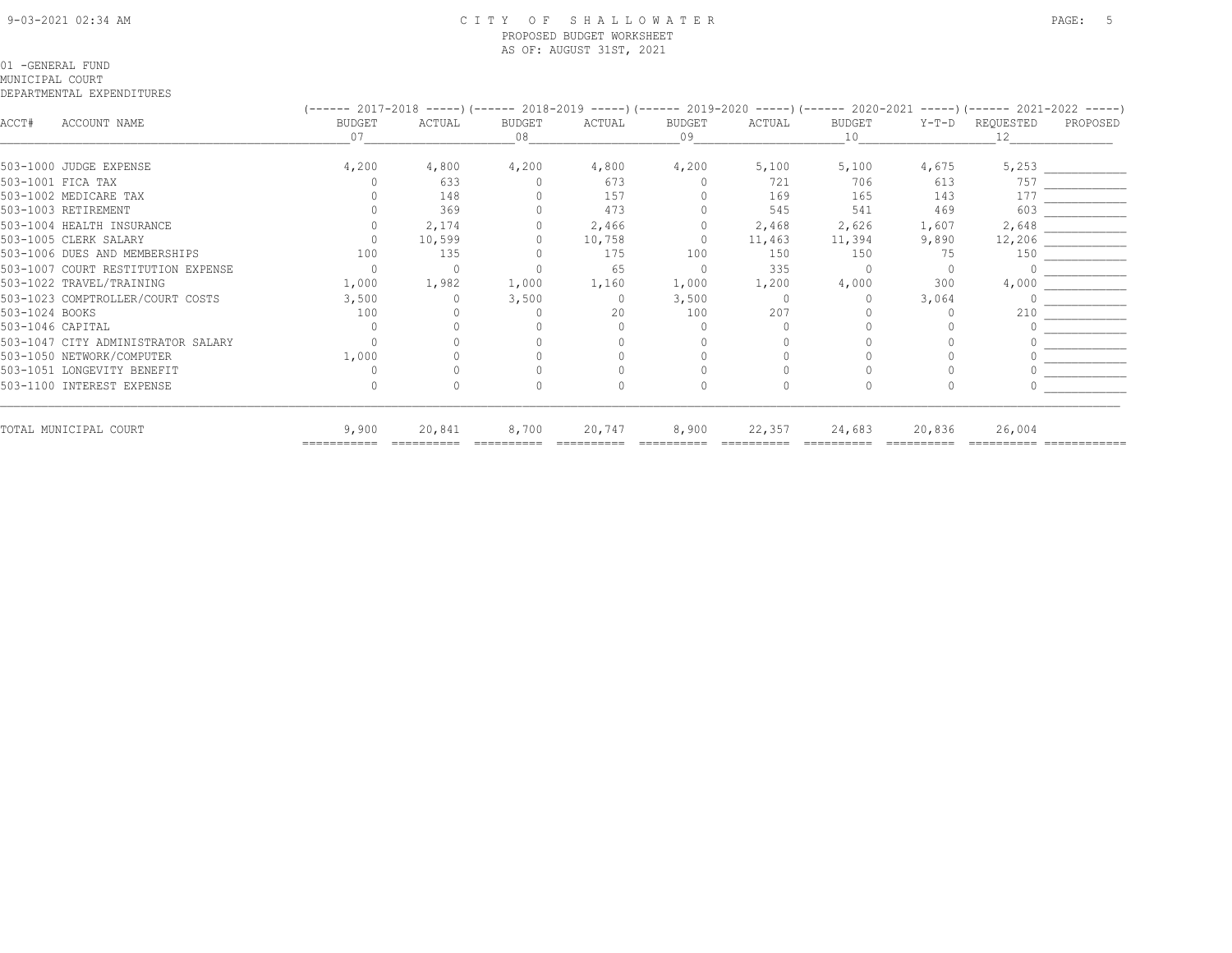# CITY OF SHALLOWATER

PROPOSED BUDGET WORKSHEET

AS OF: AUGUST 31ST, 2021

01 -GENERAL FUND

MUNICIPAL COURT

DEPARTMENTAL EXPENDITURES

| ACCT# | ACCOUNT NAME | 2017-2018 BUDGET 07 | 2017-2018 ACTUAL | 2018-2019 BUDGET 08 | 2018-2019 ACTUAL | 2019-2020 BUDGET 09 | 2019-2020 ACTUAL | 2020-2021 BUDGET 10 | 2020-2021 Y-T-D | 2021-2022 REQUESTED 12 | 2021-2022 PROPOSED |
|---|---|---|---|---|---|---|---|---|---|---|---|
| 503-1000 | JUDGE EXPENSE | 4,200 | 4,800 | 4,200 | 4,800 | 4,200 | 5,100 | 5,100 | 4,675 | 5,253 | |
| 503-1001 | FICA TAX | 0 | 633 | 0 | 673 | 0 | 721 | 706 | 613 | 757 | |
| 503-1002 | MEDICARE TAX | 0 | 148 | 0 | 157 | 0 | 169 | 165 | 143 | 177 | |
| 503-1003 | RETIREMENT | 0 | 369 | 0 | 473 | 0 | 545 | 541 | 469 | 603 | |
| 503-1004 | HEALTH INSURANCE | 0 | 2,174 | 0 | 2,466 | 0 | 2,468 | 2,626 | 1,607 | 2,648 | |
| 503-1005 | CLERK SALARY | 0 | 10,599 | 0 | 10,758 | 0 | 11,463 | 11,394 | 9,890 | 12,206 | |
| 503-1006 | DUES AND MEMBERSHIPS | 100 | 135 | 0 | 175 | 100 | 150 | 150 | 75 | 150 | |
| 503-1007 | COURT RESTITUTION EXPENSE | 0 | 0 | 0 | 65 | 0 | 335 | 0 | 0 | 0 | |
| 503-1022 | TRAVEL/TRAINING | 1,000 | 1,982 | 1,000 | 1,160 | 1,000 | 1,200 | 4,000 | 300 | 4,000 | |
| 503-1023 | COMPTROLLER/COURT COSTS | 3,500 | 0 | 3,500 | 0 | 3,500 | 0 | 0 | 3,064 | 0 | |
| 503-1024 | BOOKS | 100 | 0 | 0 | 20 | 100 | 207 | 0 | 0 | 210 | |
| 503-1046 | CAPITAL | 0 | 0 | 0 | 0 | 0 | 0 | 0 | 0 | 0 | |
| 503-1047 | CITY ADMINISTRATOR SALARY | 0 | 0 | 0 | 0 | 0 | 0 | 0 | 0 | 0 | |
| 503-1050 | NETWORK/COMPUTER | 1,000 | 0 | 0 | 0 | 0 | 0 | 0 | 0 | 0 | |
| 503-1051 | LONGEVITY BENEFIT | 0 | 0 | 0 | 0 | 0 | 0 | 0 | 0 | 0 | |
| 503-1100 | INTEREST EXPENSE | 0 | 0 | 0 | 0 | 0 | 0 | 0 | 0 | 0 | |
| | TOTAL MUNICIPAL COURT | 9,900 | 20,841 | 8,700 | 20,747 | 8,900 | 22,357 | 24,683 | 20,836 | 26,004 | |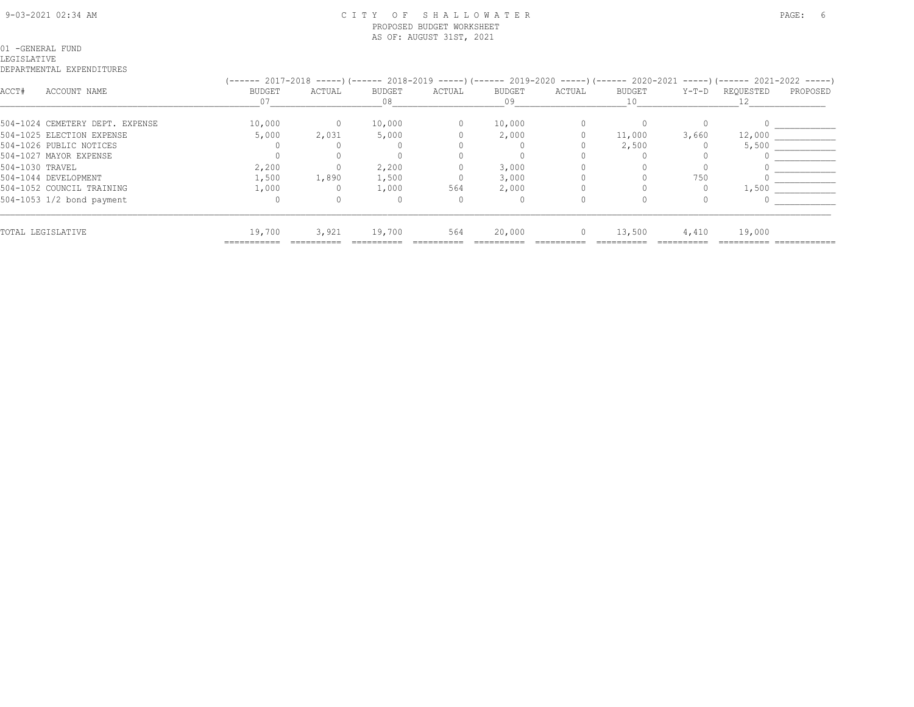# CITY OF SHALLOWATER

PROPOSED BUDGET WORKSHEET

AS OF: AUGUST 31ST, 2021

01 -GENERAL FUND

LEGISLATIVE

DEPARTMENTAL EXPENDITURES

| ACCT# | ACCOUNT NAME | 2017-2018 BUDGET 07 | 2017-2018 ACTUAL | 2018-2019 BUDGET 08 | 2018-2019 ACTUAL | 2019-2020 BUDGET 09 | 2019-2020 ACTUAL | 2020-2021 BUDGET 10 | 2020-2021 Y-T-D | 2021-2022 REQUESTED 12 | 2021-2022 PROPOSED |
|---|---|---|---|---|---|---|---|---|---|---|---|
| 504-1024 | CEMETERY DEPT. EXPENSE | 10,000 | 0 | 10,000 | 0 | 10,000 | 0 | 0 | 0 | 0 | |
| 504-1025 | ELECTION EXPENSE | 5,000 | 2,031 | 5,000 | 0 | 2,000 | 0 | 11,000 | 3,660 | 12,000 | |
| 504-1026 | PUBLIC NOTICES | 0 | 0 | 0 | 0 | 0 | 0 | 2,500 | 0 | 5,500 | |
| 504-1027 | MAYOR EXPENSE | 0 | 0 | 0 | 0 | 0 | 0 | 0 | 0 | 0 | |
| 504-1030 | TRAVEL | 2,200 | 0 | 2,200 | 0 | 3,000 | 0 | 0 | 0 | 0 | |
| 504-1044 | DEVELOPMENT | 1,500 | 1,890 | 1,500 | 0 | 3,000 | 0 | 0 | 750 | 0 | |
| 504-1052 | COUNCIL TRAINING | 1,000 | 0 | 1,000 | 564 | 2,000 | 0 | 0 | 0 | 1,500 | |
| 504-1053 | 1/2 bond payment | 0 | 0 | 0 | 0 | 0 | 0 | 0 | 0 | 0 | |
| | TOTAL LEGISLATIVE | 19,700 | 3,921 | 19,700 | 564 | 20,000 | 0 | 13,500 | 4,410 | 19,000 | |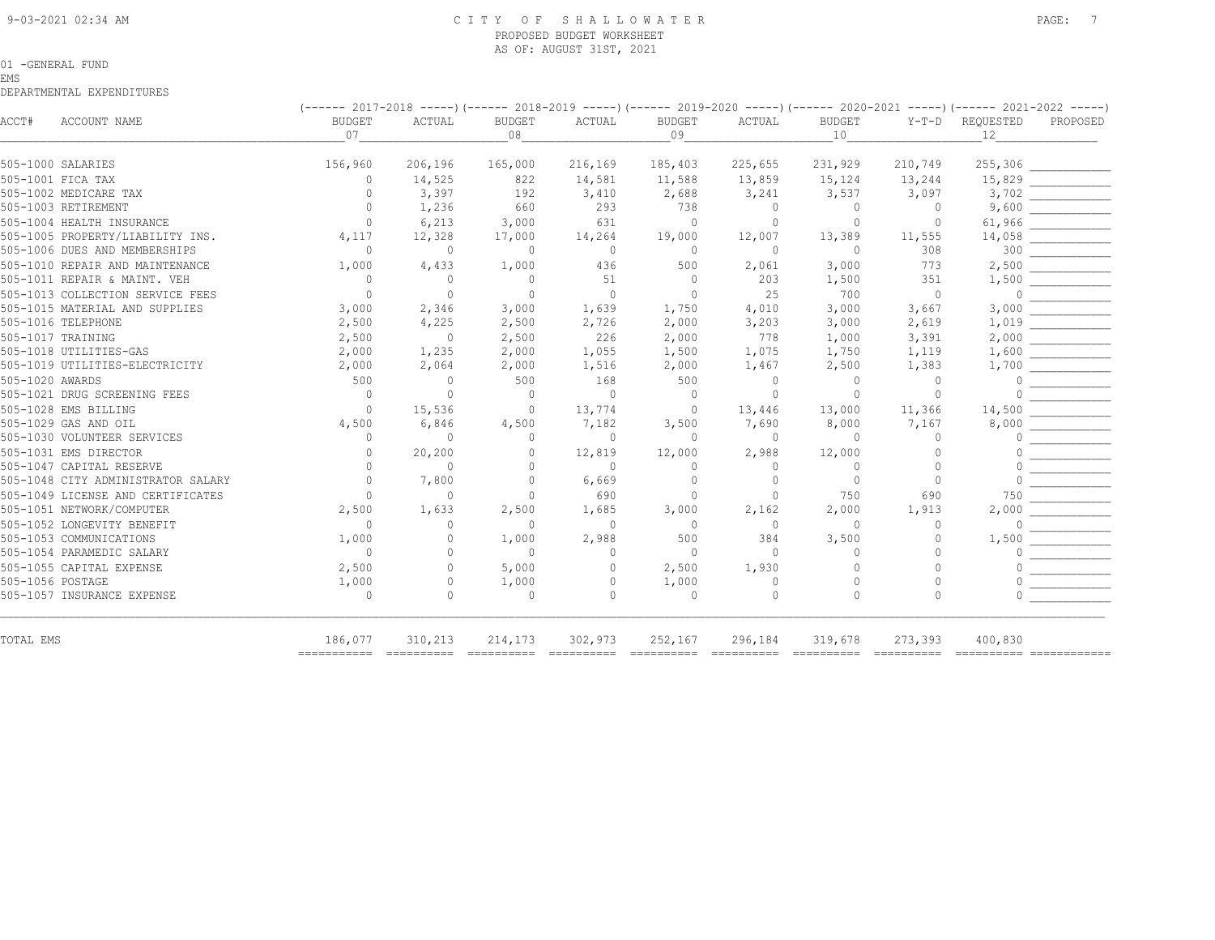CITY OF SHALLOWATER
PROPOSED BUDGET WORKSHEET
AS OF: AUGUST 31ST, 2021

01 -GENERAL FUND
EMS
DEPARTMENTAL EXPENDITURES

| ACCT# | ACCOUNT NAME | 2017-2018 BUDGET 07 | 2017-2018 ACTUAL | 2018-2019 BUDGET 08 | 2018-2019 ACTUAL | 2019-2020 BUDGET 09 | 2019-2020 ACTUAL | 2020-2021 BUDGET 10 | 2020-2021 Y-T-D | 2021-2022 REQUESTED 12 | 2021-2022 PROPOSED |
|---|---|---|---|---|---|---|---|---|---|---|---|
| 505-1000 | SALARIES | 156,960 | 206,196 | 165,000 | 216,169 | 185,403 | 225,655 | 231,929 | 210,749 | 255,306 | |
| 505-1001 | FICA TAX | 0 | 14,525 | 822 | 14,581 | 11,588 | 13,859 | 15,124 | 13,244 | 15,829 | |
| 505-1002 | MEDICARE TAX | 0 | 3,397 | 192 | 3,410 | 2,688 | 3,241 | 3,537 | 3,097 | 3,702 | |
| 505-1003 | RETIREMENT | 0 | 1,236 | 660 | 293 | 738 | 0 | 0 | 0 | 9,600 | |
| 505-1004 | HEALTH INSURANCE | 0 | 6,213 | 3,000 | 631 | 0 | 0 | 0 | 0 | 61,966 | |
| 505-1005 | PROPERTY/LIABILITY INS. | 4,117 | 12,328 | 17,000 | 14,264 | 19,000 | 12,007 | 13,389 | 11,555 | 14,058 | |
| 505-1006 | DUES AND MEMBERSHIPS | 0 | 0 | 0 | 0 | 0 | 0 | 0 | 308 | 300 | |
| 505-1010 | REPAIR AND MAINTENANCE | 1,000 | 4,433 | 1,000 | 436 | 500 | 2,061 | 3,000 | 773 | 2,500 | |
| 505-1011 | REPAIR & MAINT. VEH | 0 | 0 | 0 | 51 | 0 | 203 | 1,500 | 351 | 1,500 | |
| 505-1013 | COLLECTION SERVICE FEES | 0 | 0 | 0 | 0 | 0 | 25 | 700 | 0 | 0 | |
| 505-1015 | MATERIAL AND SUPPLIES | 3,000 | 2,346 | 3,000 | 1,639 | 1,750 | 4,010 | 3,000 | 3,667 | 3,000 | |
| 505-1016 | TELEPHONE | 2,500 | 4,225 | 2,500 | 2,726 | 2,000 | 3,203 | 3,000 | 2,619 | 1,019 | |
| 505-1017 | TRAINING | 2,500 | 0 | 2,500 | 226 | 2,000 | 778 | 1,000 | 3,391 | 2,000 | |
| 505-1018 | UTILITIES-GAS | 2,000 | 1,235 | 2,000 | 1,055 | 1,500 | 1,075 | 1,750 | 1,119 | 1,600 | |
| 505-1019 | UTILITIES-ELECTRICITY | 2,000 | 2,064 | 2,000 | 1,516 | 2,000 | 1,467 | 2,500 | 1,383 | 1,700 | |
| 505-1020 | AWARDS | 500 | 0 | 500 | 168 | 500 | 0 | 0 | 0 | 0 | |
| 505-1021 | DRUG SCREENING FEES | 0 | 0 | 0 | 0 | 0 | 0 | 0 | 0 | 0 | |
| 505-1028 | EMS BILLING | 0 | 15,536 | 0 | 13,774 | 0 | 13,446 | 13,000 | 11,366 | 14,500 | |
| 505-1029 | GAS AND OIL | 4,500 | 6,846 | 4,500 | 7,182 | 3,500 | 7,690 | 8,000 | 7,167 | 8,000 | |
| 505-1030 | VOLUNTEER SERVICES | 0 | 0 | 0 | 0 | 0 | 0 | 0 | 0 | 0 | |
| 505-1031 | EMS DIRECTOR | 0 | 20,200 | 0 | 12,819 | 12,000 | 2,988 | 12,000 | 0 | 0 | |
| 505-1047 | CAPITAL RESERVE | 0 | 0 | 0 | 0 | 0 | 0 | 0 | 0 | 0 | |
| 505-1048 | CITY ADMINISTRATOR SALARY | 0 | 7,800 | 0 | 6,669 | 0 | 0 | 0 | 0 | 0 | |
| 505-1049 | LICENSE AND CERTIFICATES | 0 | 0 | 0 | 690 | 0 | 0 | 750 | 690 | 750 | |
| 505-1051 | NETWORK/COMPUTER | 2,500 | 1,633 | 2,500 | 1,685 | 3,000 | 2,162 | 2,000 | 1,913 | 2,000 | |
| 505-1052 | LONGEVITY BENEFIT | 0 | 0 | 0 | 0 | 0 | 0 | 0 | 0 | 0 | |
| 505-1053 | COMMUNICATIONS | 1,000 | 0 | 1,000 | 2,988 | 500 | 384 | 3,500 | 0 | 1,500 | |
| 505-1054 | PARAMEDIC SALARY | 0 | 0 | 0 | 0 | 0 | 0 | 0 | 0 | 0 | |
| 505-1055 | CAPITAL EXPENSE | 2,500 | 0 | 5,000 | 0 | 2,500 | 1,930 | 0 | 0 | 0 | |
| 505-1056 | POSTAGE | 1,000 | 0 | 1,000 | 0 | 1,000 | 0 | 0 | 0 | 0 | |
| 505-1057 | INSURANCE EXPENSE | 0 | 0 | 0 | 0 | 0 | 0 | 0 | 0 | 0 | |
| TOTAL EMS | | 186,077 | 310,213 | 214,173 | 302,973 | 252,167 | 296,184 | 319,678 | 273,393 | 400,830 | |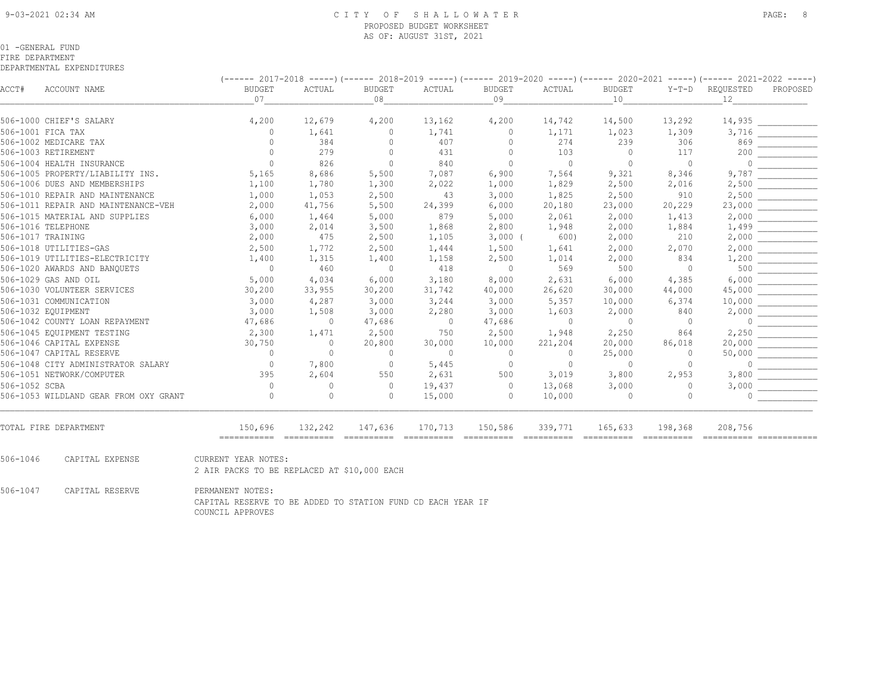9-03-2021 02:34 AM

# CITY OF SHALLOWATER

PROPOSED BUDGET WORKSHEET
AS OF: AUGUST 31ST, 2021

01 -GENERAL FUND
FIRE DEPARTMENT
DEPARTMENTAL EXPENDITURES

| ACCT# | ACCOUNT NAME | 2017-2018 BUDGET 07 | 2017-2018 ACTUAL | 2018-2019 BUDGET 08 | 2018-2019 ACTUAL | 2019-2020 BUDGET 09 | 2019-2020 ACTUAL | 2020-2021 BUDGET 10 | 2020-2021 Y-T-D | 2021-2022 REQUESTED 12 | 2021-2022 PROPOSED |
|---|---|---|---|---|---|---|---|---|---|---|---|
| 506-1000 | CHIEF'S SALARY | 4,200 | 12,679 | 4,200 | 13,162 | 4,200 | 14,742 | 14,500 | 13,292 | 14,935 | |
| 506-1001 | FICA TAX | 0 | 1,641 | 0 | 1,741 | 0 | 1,171 | 1,023 | 1,309 | 3,716 | |
| 506-1002 | MEDICARE TAX | 0 | 384 | 0 | 407 | 0 | 274 | 239 | 306 | 869 | |
| 506-1003 | RETIREMENT | 0 | 279 | 0 | 431 | 0 | 103 | 0 | 117 | 200 | |
| 506-1004 | HEALTH INSURANCE | 0 | 826 | 0 | 840 | 0 | 0 | 0 | 0 | 0 | |
| 506-1005 | PROPERTY/LIABILITY INS. | 5,165 | 8,686 | 5,500 | 7,087 | 6,900 | 7,564 | 9,321 | 8,346 | 9,787 | |
| 506-1006 | DUES AND MEMBERSHIPS | 1,100 | 1,780 | 1,300 | 2,022 | 1,000 | 1,829 | 2,500 | 2,016 | 2,500 | |
| 506-1010 | REPAIR AND MAINTENANCE | 1,000 | 1,053 | 2,500 | 43 | 3,000 | 1,825 | 2,500 | 910 | 2,500 | |
| 506-1011 | REPAIR AND MAINTENANCE-VEH | 2,000 | 41,756 | 5,500 | 24,399 | 6,000 | 20,180 | 23,000 | 20,229 | 23,000 | |
| 506-1015 | MATERIAL AND SUPPLIES | 6,000 | 1,464 | 5,000 | 879 | 5,000 | 2,061 | 2,000 | 1,413 | 2,000 | |
| 506-1016 | TELEPHONE | 3,000 | 2,014 | 3,500 | 1,868 | 2,800 | 1,948 | 2,000 | 1,884 | 1,499 | |
| 506-1017 | TRAINING | 2,000 | 475 | 2,500 | 1,105 | 3,000 | ( 600) | 2,000 | 210 | 2,000 | |
| 506-1018 | UTILITIES-GAS | 2,500 | 1,772 | 2,500 | 1,444 | 1,500 | 1,641 | 2,000 | 2,070 | 2,000 | |
| 506-1019 | UTILITIES-ELECTRICITY | 1,400 | 1,315 | 1,400 | 1,158 | 2,500 | 1,014 | 2,000 | 834 | 1,200 | |
| 506-1020 | AWARDS AND BANQUETS | 0 | 460 | 0 | 418 | 0 | 569 | 500 | 0 | 500 | |
| 506-1029 | GAS AND OIL | 5,000 | 4,034 | 6,000 | 3,180 | 8,000 | 2,631 | 6,000 | 4,385 | 6,000 | |
| 506-1030 | VOLUNTEER SERVICES | 30,200 | 33,955 | 30,200 | 31,742 | 40,000 | 26,620 | 30,000 | 44,000 | 45,000 | |
| 506-1031 | COMMUNICATION | 3,000 | 4,287 | 3,000 | 3,244 | 3,000 | 5,357 | 10,000 | 6,374 | 10,000 | |
| 506-1032 | EQUIPMENT | 3,000 | 1,508 | 3,000 | 2,280 | 3,000 | 1,603 | 2,000 | 840 | 2,000 | |
| 506-1042 | COUNTY LOAN REPAYMENT | 47,686 | 0 | 47,686 | 0 | 47,686 | 0 | 0 | 0 | 0 | |
| 506-1045 | EQUIPMENT TESTING | 2,300 | 1,471 | 2,500 | 750 | 2,500 | 1,948 | 2,250 | 864 | 2,250 | |
| 506-1046 | CAPITAL EXPENSE | 30,750 | 0 | 20,800 | 30,000 | 10,000 | 221,204 | 20,000 | 86,018 | 20,000 | |
| 506-1047 | CAPITAL RESERVE | 0 | 0 | 0 | 0 | 0 | 0 | 25,000 | 0 | 50,000 | |
| 506-1048 | CITY ADMINISTRATOR SALARY | 0 | 7,800 | 0 | 5,445 | 0 | 0 | 0 | 0 | 0 | |
| 506-1051 | NETWORK/COMPUTER | 395 | 2,604 | 550 | 2,631 | 500 | 3,019 | 3,800 | 2,953 | 3,800 | |
| 506-1052 | SCBA | 0 | 0 | 0 | 19,437 | 0 | 13,068 | 3,000 | 0 | 3,000 | |
| 506-1053 | WILDLAND GEAR FROM OXY GRANT | 0 | 0 | 0 | 15,000 | 0 | 10,000 | 0 | 0 | 0 | |
| | TOTAL FIRE DEPARTMENT | 150,696 | 132,242 | 147,636 | 170,713 | 150,586 | 339,771 | 165,633 | 198,368 | 208,756 | |

506-1046 CAPITAL EXPENSE — CURRENT YEAR NOTES:
2 AIR PACKS TO BE REPLACED AT $10,000 EACH

506-1047 CAPITAL RESERVE — PERMANENT NOTES:
CAPITAL RESERVE TO BE ADDED TO STATION FUND CD EACH YEAR IF COUNCIL APPROVES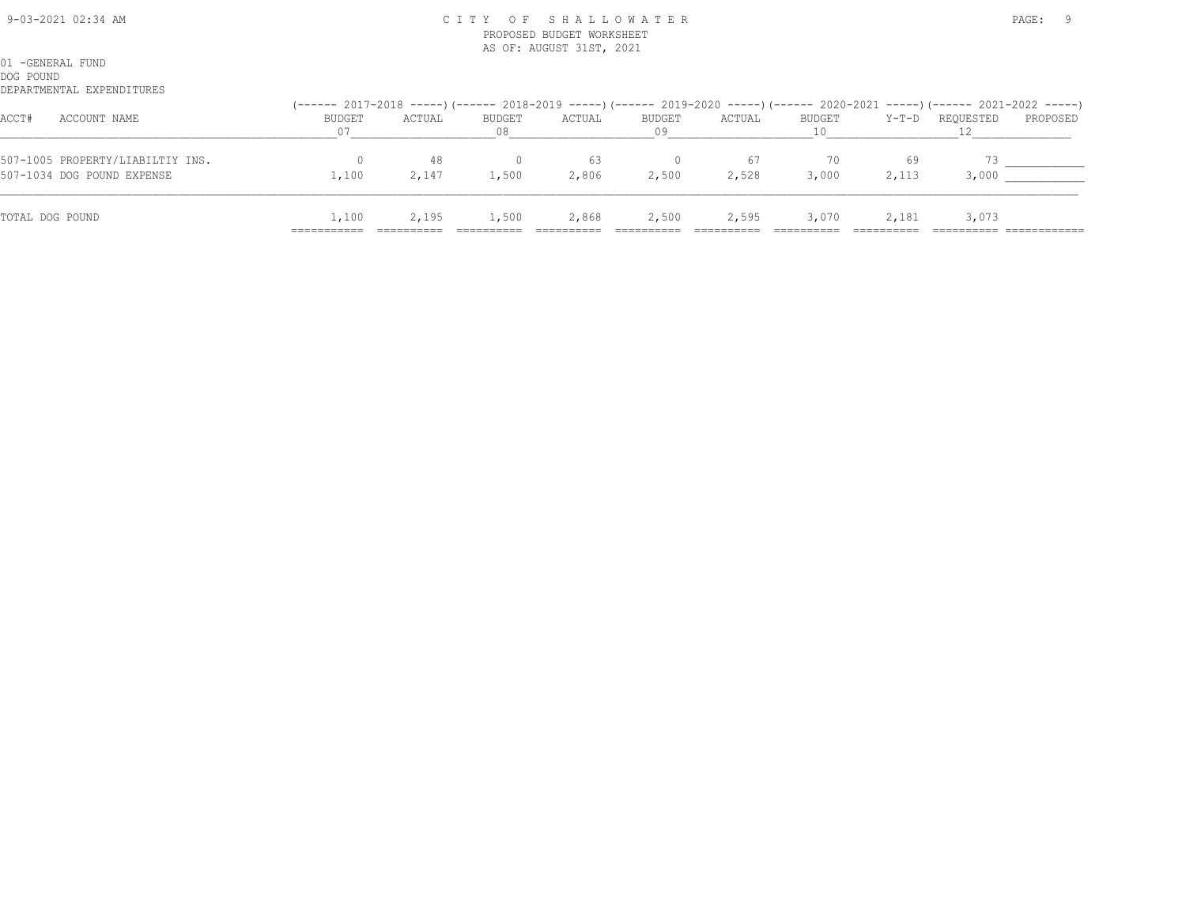# CITY OF SHALLOWATER

PROPOSED BUDGET WORKSHEET

AS OF: AUGUST 31ST, 2021

01 -GENERAL FUND

DOG POUND

DEPARTMENTAL EXPENDITURES

| ACCT# | ACCOUNT NAME | 2017-2018 BUDGET 07 | 2017-2018 ACTUAL | 2018-2019 BUDGET 08 | 2018-2019 ACTUAL | 2019-2020 BUDGET 09 | 2019-2020 ACTUAL | 2020-2021 BUDGET 10 | 2020-2021 Y-T-D | 2021-2022 REQUESTED 12 | 2021-2022 PROPOSED |
|---|---|---|---|---|---|---|---|---|---|---|---|
| 507-1005 | PROPERTY/LIABILTIY INS. | 0 | 48 | 0 | 63 | 0 | 67 | 70 | 69 | 73 | ___________ |
| 507-1034 | DOG POUND EXPENSE | 1,100 | 2,147 | 1,500 | 2,806 | 2,500 | 2,528 | 3,000 | 2,113 | 3,000 | ___________ |
| TOTAL DOG POUND | | 1,100 | 2,195 | 1,500 | 2,868 | 2,500 | 2,595 | 3,070 | 2,181 | 3,073 | |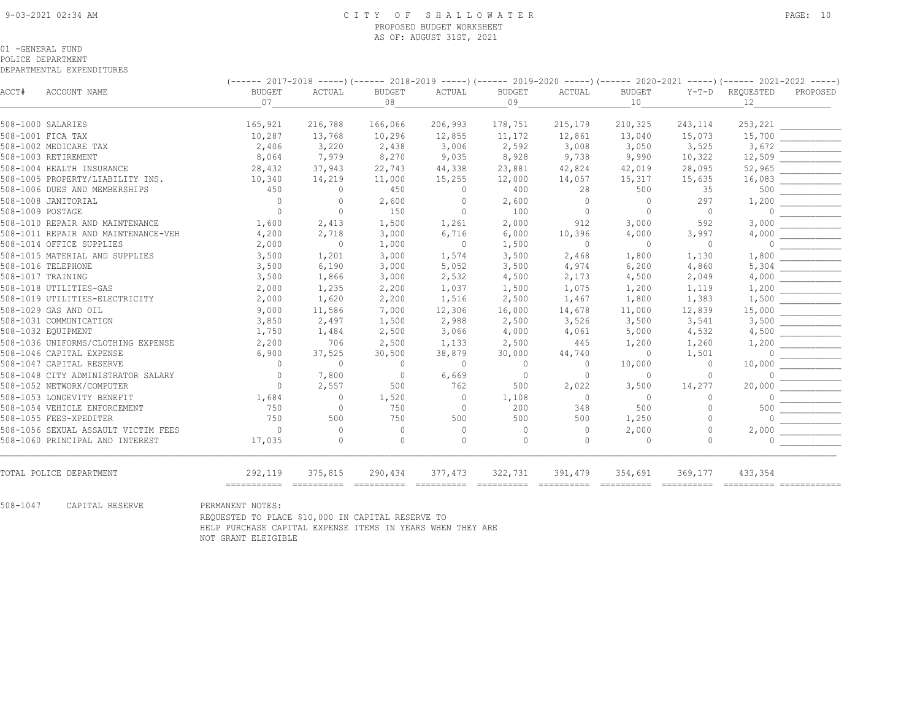# CITY OF SHALLOWATER
## PROPOSED BUDGET WORKSHEET
### AS OF: AUGUST 31ST, 2021

01 -GENERAL FUND
POLICE DEPARTMENT
DEPARTMENTAL EXPENDITURES

| ACCT# | ACCOUNT NAME | 2017-2018 BUDGET 07 | 2017-2018 ACTUAL | 2018-2019 BUDGET 08 | 2018-2019 ACTUAL | 2019-2020 BUDGET 09 | 2019-2020 ACTUAL | 2020-2021 BUDGET 10 | 2020-2021 Y-T-D | 2021-2022 REQUESTED 12 | 2021-2022 PROPOSED |
|---|---|---|---|---|---|---|---|---|---|---|---|
| 508-1000 | SALARIES | 165,921 | 216,788 | 166,066 | 206,993 | 178,751 | 215,179 | 210,325 | 243,114 | 253,221 | |
| 508-1001 | FICA TAX | 10,287 | 13,768 | 10,296 | 12,855 | 11,172 | 12,861 | 13,040 | 15,073 | 15,700 | |
| 508-1002 | MEDICARE TAX | 2,406 | 3,220 | 2,438 | 3,006 | 2,592 | 3,008 | 3,050 | 3,525 | 3,672 | |
| 508-1003 | RETIREMENT | 8,064 | 7,979 | 8,270 | 9,035 | 8,928 | 9,738 | 9,990 | 10,322 | 12,509 | |
| 508-1004 | HEALTH INSURANCE | 28,432 | 37,943 | 22,743 | 44,338 | 23,881 | 42,824 | 42,019 | 28,095 | 52,965 | |
| 508-1005 | PROPERTY/LIABILITY INS. | 10,340 | 14,219 | 11,000 | 15,255 | 12,000 | 14,057 | 15,317 | 15,635 | 16,083 | |
| 508-1006 | DUES AND MEMBERSHIPS | 450 | 0 | 450 | 0 | 400 | 28 | 500 | 35 | 500 | |
| 508-1008 | JANITORIAL | 0 | 0 | 2,600 | 0 | 2,600 | 0 | 0 | 297 | 1,200 | |
| 508-1009 | POSTAGE | 0 | 0 | 150 | 0 | 100 | 0 | 0 | 0 | 0 | |
| 508-1010 | REPAIR AND MAINTENANCE | 1,600 | 2,413 | 1,500 | 1,261 | 2,000 | 912 | 3,000 | 592 | 3,000 | |
| 508-1011 | REPAIR AND MAINTENANCE-VEH | 4,200 | 2,718 | 3,000 | 6,716 | 6,000 | 10,396 | 4,000 | 3,997 | 4,000 | |
| 508-1014 | OFFICE SUPPLIES | 2,000 | 0 | 1,000 | 0 | 1,500 | 0 | 0 | 0 | 0 | |
| 508-1015 | MATERIAL AND SUPPLIES | 3,500 | 1,201 | 3,000 | 1,574 | 3,500 | 2,468 | 1,800 | 1,130 | 1,800 | |
| 508-1016 | TELEPHONE | 3,500 | 6,190 | 3,000 | 5,052 | 3,500 | 4,974 | 6,200 | 4,860 | 5,304 | |
| 508-1017 | TRAINING | 3,500 | 1,866 | 3,000 | 2,532 | 4,500 | 2,173 | 4,500 | 2,049 | 4,000 | |
| 508-1018 | UTILITIES-GAS | 2,000 | 1,235 | 2,200 | 1,037 | 1,500 | 1,075 | 1,200 | 1,119 | 1,200 | |
| 508-1019 | UTILITIES-ELECTRICITY | 2,000 | 1,620 | 2,200 | 1,516 | 2,500 | 1,467 | 1,800 | 1,383 | 1,500 | |
| 508-1029 | GAS AND OIL | 9,000 | 11,586 | 7,000 | 12,306 | 16,000 | 14,678 | 11,000 | 12,839 | 15,000 | |
| 508-1031 | COMMUNICATION | 3,850 | 2,497 | 1,500 | 2,988 | 2,500 | 3,526 | 3,500 | 3,541 | 3,500 | |
| 508-1032 | EQUIPMENT | 1,750 | 1,484 | 2,500 | 3,066 | 4,000 | 4,061 | 5,000 | 4,532 | 4,500 | |
| 508-1036 | UNIFORMS/CLOTHING EXPENSE | 2,200 | 706 | 2,500 | 1,133 | 2,500 | 445 | 1,200 | 1,260 | 1,200 | |
| 508-1046 | CAPITAL EXPENSE | 6,900 | 37,525 | 30,500 | 38,879 | 30,000 | 44,740 | 0 | 1,501 | 0 | |
| 508-1047 | CAPITAL RESERVE | 0 | 0 | 0 | 0 | 0 | 0 | 10,000 | 0 | 10,000 | |
| 508-1048 | CITY ADMINISTRATOR SALARY | 0 | 7,800 | 0 | 6,669 | 0 | 0 | 0 | 0 | 0 | |
| 508-1052 | NETWORK/COMPUTER | 0 | 2,557 | 500 | 762 | 500 | 2,022 | 3,500 | 14,277 | 20,000 | |
| 508-1053 | LONGEVITY BENEFIT | 1,684 | 0 | 1,520 | 0 | 1,108 | 0 | 0 | 0 | 0 | |
| 508-1054 | VEHICLE ENFORCEMENT | 750 | 0 | 750 | 0 | 200 | 348 | 500 | 0 | 500 | |
| 508-1055 | FEES-XPEDITER | 750 | 500 | 750 | 500 | 500 | 500 | 1,250 | 0 | 0 | |
| 508-1056 | SEXUAL ASSAULT VICTIM FEES | 0 | 0 | 0 | 0 | 0 | 0 | 2,000 | 0 | 2,000 | |
| 508-1060 | PRINCIPAL AND INTEREST | 17,035 | 0 | 0 | 0 | 0 | 0 | 0 | 0 | 0 | |
| | TOTAL POLICE DEPARTMENT | 292,119 | 375,815 | 290,434 | 377,473 | 322,731 | 391,479 | 354,691 | 369,177 | 433,354 | |

508-1047 CAPITAL RESERVE PERMANENT NOTES:
REQUESTED TO PLACE $10,000 IN CAPITAL RESERVE TO
HELP PURCHASE CAPITAL EXPENSE ITEMS IN YEARS WHEN THEY ARE
NOT GRANT ELEIGIBLE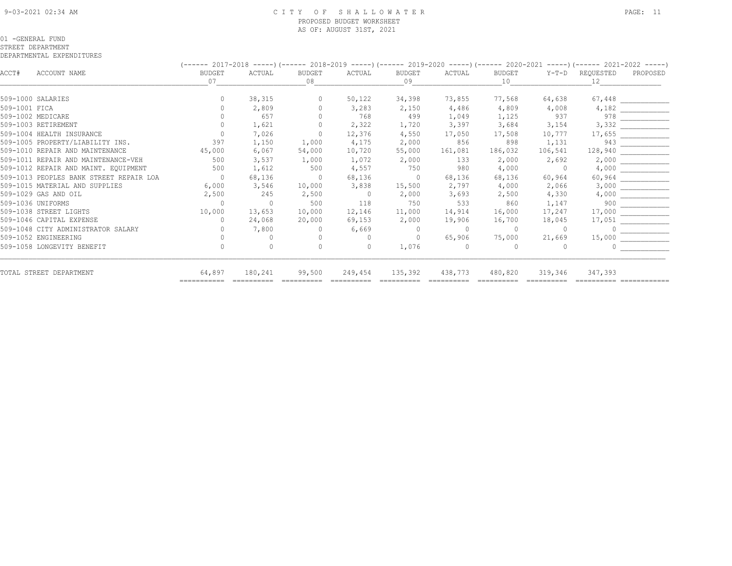# CITY OF SHALLOWATER

PROPOSED BUDGET WORKSHEET
AS OF: AUGUST 31ST, 2021

01 -GENERAL FUND
STREET DEPARTMENT
DEPARTMENTAL EXPENDITURES

| ACCT# | ACCOUNT NAME | 2017-2018 BUDGET 07 | 2017-2018 ACTUAL | 2018-2019 BUDGET 08 | 2018-2019 ACTUAL | 2019-2020 BUDGET 09 | 2019-2020 ACTUAL | 2020-2021 BUDGET 10 | 2020-2021 Y-T-D | 2021-2022 REQUESTED 12 | 2021-2022 PROPOSED |
|---|---|---|---|---|---|---|---|---|---|---|---|
| 509-1000 | SALARIES | 0 | 38,315 | 0 | 50,122 | 34,398 | 73,855 | 77,568 | 64,638 | 67,448 | |
| 509-1001 | FICA | 0 | 2,809 | 0 | 3,283 | 2,150 | 4,486 | 4,809 | 4,008 | 4,182 | |
| 509-1002 | MEDICARE | 0 | 657 | 0 | 768 | 499 | 1,049 | 1,125 | 937 | 978 | |
| 509-1003 | RETIREMENT | 0 | 1,621 | 0 | 2,322 | 1,720 | 3,397 | 3,684 | 3,154 | 3,332 | |
| 509-1004 | HEALTH INSURANCE | 0 | 7,026 | 0 | 12,376 | 4,550 | 17,050 | 17,508 | 10,777 | 17,655 | |
| 509-1005 | PROPERTY/LIABILITY INS. | 397 | 1,150 | 1,000 | 4,175 | 2,000 | 856 | 898 | 1,131 | 943 | |
| 509-1010 | REPAIR AND MAINTENANCE | 45,000 | 6,067 | 54,000 | 10,720 | 55,000 | 161,081 | 186,032 | 106,541 | 128,940 | |
| 509-1011 | REPAIR AND MAINTENANCE-VEH | 500 | 3,537 | 1,000 | 1,072 | 2,000 | 133 | 2,000 | 2,692 | 2,000 | |
| 509-1012 | REPAIR AND MAINT. EQUIPMENT | 500 | 1,612 | 500 | 4,557 | 750 | 980 | 4,000 | 0 | 4,000 | |
| 509-1013 | PEOPLES BANK STREET REPAIR LOA | 0 | 68,136 | 0 | 68,136 | 0 | 68,136 | 68,136 | 60,964 | 60,964 | |
| 509-1015 | MATERIAL AND SUPPLIES | 6,000 | 3,546 | 10,000 | 3,838 | 15,500 | 2,797 | 4,000 | 2,066 | 3,000 | |
| 509-1029 | GAS AND OIL | 2,500 | 245 | 2,500 | 0 | 2,000 | 3,693 | 2,500 | 4,330 | 4,000 | |
| 509-1036 | UNIFORMS | 0 | 0 | 500 | 118 | 750 | 533 | 860 | 1,147 | 900 | |
| 509-1038 | STREET LIGHTS | 10,000 | 13,653 | 10,000 | 12,146 | 11,000 | 14,914 | 16,000 | 17,247 | 17,000 | |
| 509-1046 | CAPITAL EXPENSE | 0 | 24,068 | 20,000 | 69,153 | 2,000 | 19,906 | 16,700 | 18,045 | 17,051 | |
| 509-1048 | CITY ADMINISTRATOR SALARY | 0 | 7,800 | 0 | 6,669 | 0 | 0 | 0 | 0 | 0 | |
| 509-1052 | ENGINEERING | 0 | 0 | 0 | 0 | 0 | 65,906 | 75,000 | 21,669 | 15,000 | |
| 509-1058 | LONGEVITY BENEFIT | 0 | 0 | 0 | 0 | 1,076 | 0 | 0 | 0 | 0 | |
| | TOTAL STREET DEPARTMENT | 64,897 | 180,241 | 99,500 | 249,454 | 135,392 | 438,773 | 480,820 | 319,346 | 347,393 | |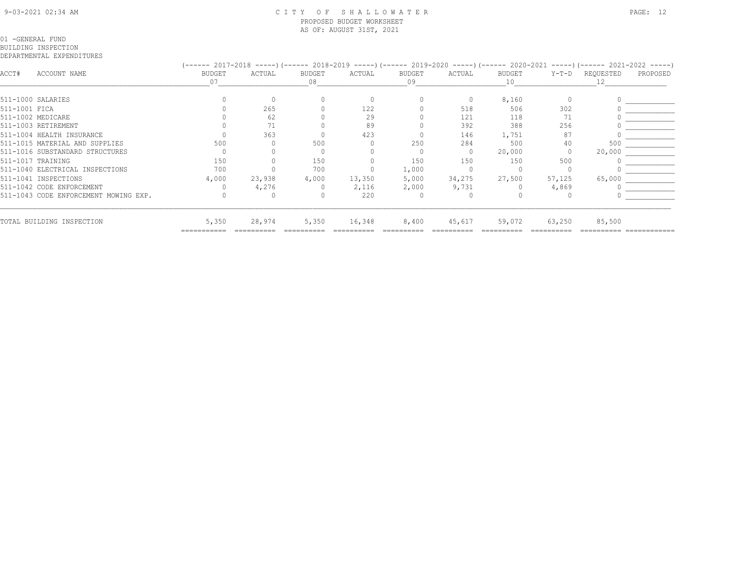CITY OF SHALLOWATER
PROPOSED BUDGET WORKSHEET
AS OF: AUGUST 31ST, 2021

01 -GENERAL FUND
BUILDING INSPECTION
DEPARTMENTAL EXPENDITURES

| ACCT# | ACCOUNT NAME | 2017-2018 BUDGET 07 | 2017-2018 ACTUAL | 2018-2019 BUDGET 08 | 2018-2019 ACTUAL | 2019-2020 BUDGET 09 | 2019-2020 ACTUAL | 2020-2021 BUDGET 10 | 2020-2021 Y-T-D | 2021-2022 REQUESTED 12 | 2021-2022 PROPOSED |
|---|---|---|---|---|---|---|---|---|---|---|---|
| 511-1000 | SALARIES | 0 | 0 | 0 | 0 | 0 | 0 | 8,160 | 0 | 0 | |
| 511-1001 | FICA | 0 | 265 | 0 | 122 | 0 | 518 | 506 | 302 | 0 | |
| 511-1002 | MEDICARE | 0 | 62 | 0 | 29 | 0 | 121 | 118 | 71 | 0 | |
| 511-1003 | RETIREMENT | 0 | 71 | 0 | 89 | 0 | 392 | 388 | 256 | 0 | |
| 511-1004 | HEALTH INSURANCE | 0 | 363 | 0 | 423 | 0 | 146 | 1,751 | 87 | 0 | |
| 511-1015 | MATERIAL AND SUPPLIES | 500 | 0 | 500 | 0 | 250 | 284 | 500 | 40 | 500 | |
| 511-1016 | SUBSTANDARD STRUCTURES | 0 | 0 | 0 | 0 | 0 | 0 | 20,000 | 0 | 20,000 | |
| 511-1017 | TRAINING | 150 | 0 | 150 | 0 | 150 | 150 | 150 | 500 | 0 | |
| 511-1040 | ELECTRICAL INSPECTIONS | 700 | 0 | 700 | 0 | 1,000 | 0 | 0 | 0 | 0 | |
| 511-1041 | INSPECTIONS | 4,000 | 23,938 | 4,000 | 13,350 | 5,000 | 34,275 | 27,500 | 57,125 | 65,000 | |
| 511-1042 | CODE ENFORCEMENT | 0 | 4,276 | 0 | 2,116 | 2,000 | 9,731 | 0 | 4,869 | 0 | |
| 511-1043 | CODE ENFORCEMENT MOWING EXP. | 0 | 0 | 0 | 220 | 0 | 0 | 0 | 0 | 0 | |
| | TOTAL BUILDING INSPECTION | 5,350 | 28,974 | 5,350 | 16,348 | 8,400 | 45,617 | 59,072 | 63,250 | 85,500 | |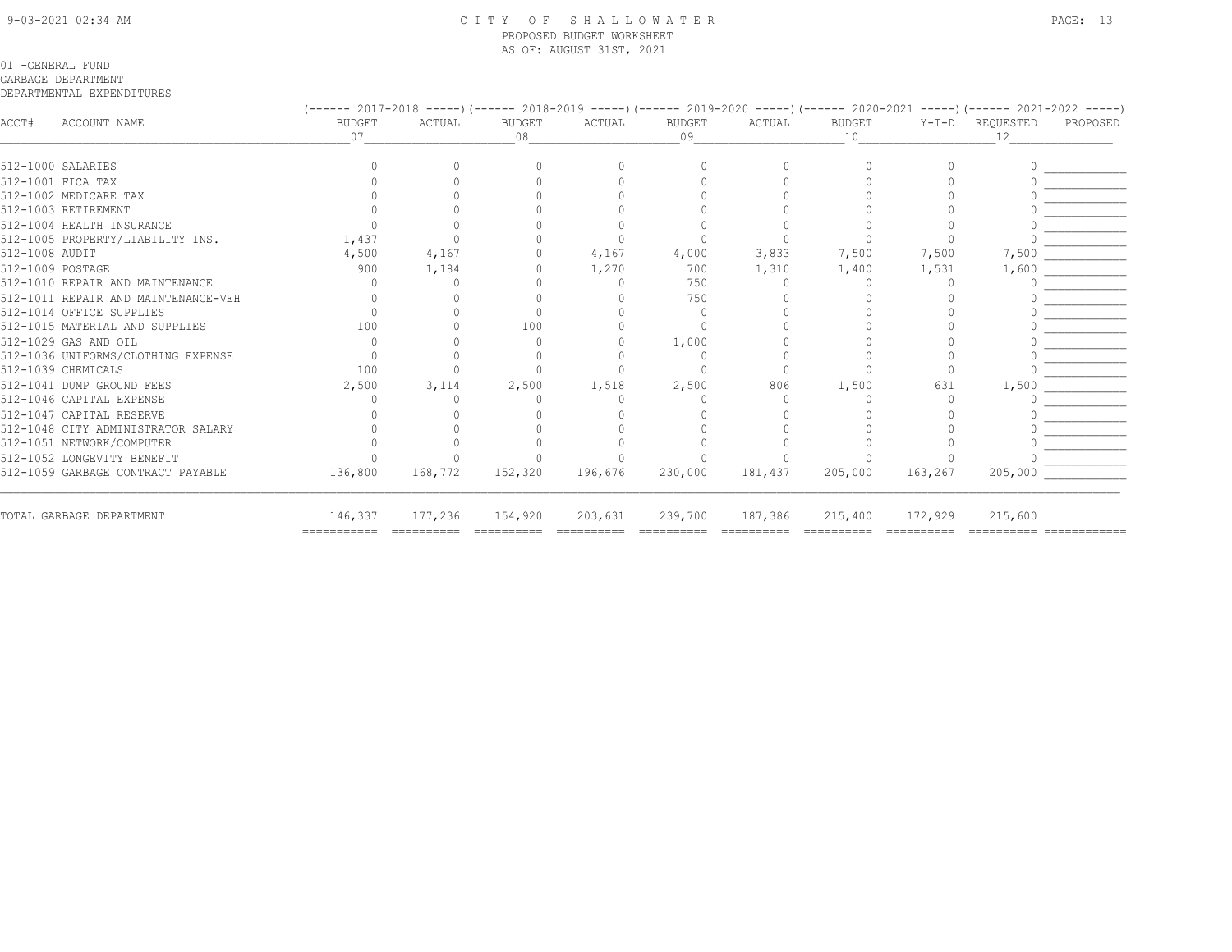CITY OF SHALLOWATER
PROPOSED BUDGET WORKSHEET
AS OF: AUGUST 31ST, 2021

01 -GENERAL FUND
GARBAGE DEPARTMENT
DEPARTMENTAL EXPENDITURES

| ACCT# | ACCOUNT NAME | 2017-2018 BUDGET 07 | 2017-2018 ACTUAL | 2018-2019 BUDGET 08 | 2018-2019 ACTUAL | 2019-2020 BUDGET 09 | 2019-2020 ACTUAL | 2020-2021 BUDGET 10 | 2020-2021 Y-T-D | 2021-2022 REQUESTED 12 | 2021-2022 PROPOSED |
|---|---|---|---|---|---|---|---|---|---|---|---|
| 512-1000 | SALARIES | 0 | 0 | 0 | 0 | 0 | 0 | 0 | 0 | 0 | |
| 512-1001 | FICA TAX | 0 | 0 | 0 | 0 | 0 | 0 | 0 | 0 | 0 | |
| 512-1002 | MEDICARE TAX | 0 | 0 | 0 | 0 | 0 | 0 | 0 | 0 | 0 | |
| 512-1003 | RETIREMENT | 0 | 0 | 0 | 0 | 0 | 0 | 0 | 0 | 0 | |
| 512-1004 | HEALTH INSURANCE | 0 | 0 | 0 | 0 | 0 | 0 | 0 | 0 | 0 | |
| 512-1005 | PROPERTY/LIABILITY INS. | 1,437 | 0 | 0 | 0 | 0 | 0 | 0 | 0 | 0 | |
| 512-1008 | AUDIT | 4,500 | 4,167 | 0 | 4,167 | 4,000 | 3,833 | 7,500 | 7,500 | 7,500 | |
| 512-1009 | POSTAGE | 900 | 1,184 | 0 | 1,270 | 700 | 1,310 | 1,400 | 1,531 | 1,600 | |
| 512-1010 | REPAIR AND MAINTENANCE | 0 | 0 | 0 | 0 | 750 | 0 | 0 | 0 | 0 | |
| 512-1011 | REPAIR AND MAINTENANCE-VEH | 0 | 0 | 0 | 0 | 750 | 0 | 0 | 0 | 0 | |
| 512-1014 | OFFICE SUPPLIES | 0 | 0 | 0 | 0 | 0 | 0 | 0 | 0 | 0 | |
| 512-1015 | MATERIAL AND SUPPLIES | 100 | 0 | 100 | 0 | 0 | 0 | 0 | 0 | 0 | |
| 512-1029 | GAS AND OIL | 0 | 0 | 0 | 0 | 1,000 | 0 | 0 | 0 | 0 | |
| 512-1036 | UNIFORMS/CLOTHING EXPENSE | 0 | 0 | 0 | 0 | 0 | 0 | 0 | 0 | 0 | |
| 512-1039 | CHEMICALS | 100 | 0 | 0 | 0 | 0 | 0 | 0 | 0 | 0 | |
| 512-1041 | DUMP GROUND FEES | 2,500 | 3,114 | 2,500 | 1,518 | 2,500 | 806 | 1,500 | 631 | 1,500 | |
| 512-1046 | CAPITAL EXPENSE | 0 | 0 | 0 | 0 | 0 | 0 | 0 | 0 | 0 | |
| 512-1047 | CAPITAL RESERVE | 0 | 0 | 0 | 0 | 0 | 0 | 0 | 0 | 0 | |
| 512-1048 | CITY ADMINISTRATOR SALARY | 0 | 0 | 0 | 0 | 0 | 0 | 0 | 0 | 0 | |
| 512-1051 | NETWORK/COMPUTER | 0 | 0 | 0 | 0 | 0 | 0 | 0 | 0 | 0 | |
| 512-1052 | LONGEVITY BENEFIT | 0 | 0 | 0 | 0 | 0 | 0 | 0 | 0 | 0 | |
| 512-1059 | GARBAGE CONTRACT PAYABLE | 136,800 | 168,772 | 152,320 | 196,676 | 230,000 | 181,437 | 205,000 | 163,267 | 205,000 | |
| TOTAL GARBAGE DEPARTMENT | | 146,337 | 177,236 | 154,920 | 203,631 | 239,700 | 187,386 | 215,400 | 172,929 | 215,600 | |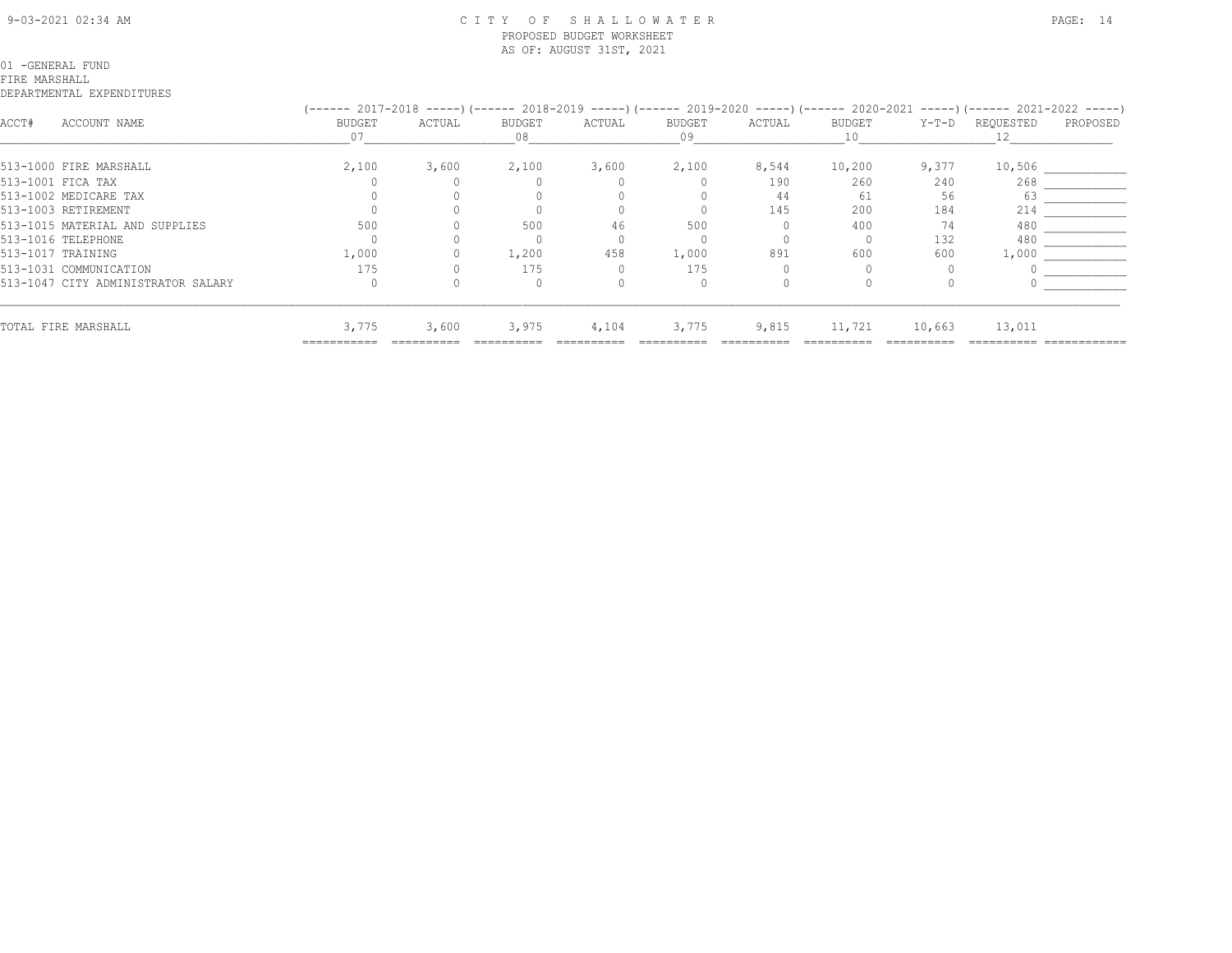# CITY OF SHALLOWATER

PROPOSED BUDGET WORKSHEET
AS OF: AUGUST 31ST, 2021

01 -GENERAL FUND
FIRE MARSHALL
DEPARTMENTAL EXPENDITURES

| ACCT# | ACCOUNT NAME | 2017-2018 BUDGET 07 | 2017-2018 ACTUAL | 2018-2019 BUDGET 08 | 2018-2019 ACTUAL | 2019-2020 BUDGET 09 | 2019-2020 ACTUAL | 2020-2021 BUDGET 10 | 2020-2021 Y-T-D | 2021-2022 REQUESTED 12 | 2021-2022 PROPOSED |
|---|---|---|---|---|---|---|---|---|---|---|---|
| 513-1000 | FIRE MARSHALL | 2,100 | 3,600 | 2,100 | 3,600 | 2,100 | 8,544 | 10,200 | 9,377 | 10,506 | ___________ |
| 513-1001 | FICA TAX | 0 | 0 | 0 | 0 | 0 | 190 | 260 | 240 | 268 | ___________ |
| 513-1002 | MEDICARE TAX | 0 | 0 | 0 | 0 | 0 | 44 | 61 | 56 | 63 | ___________ |
| 513-1003 | RETIREMENT | 0 | 0 | 0 | 0 | 0 | 145 | 200 | 184 | 214 | ___________ |
| 513-1015 | MATERIAL AND SUPPLIES | 500 | 0 | 500 | 46 | 500 | 0 | 400 | 74 | 480 | ___________ |
| 513-1016 | TELEPHONE | 0 | 0 | 0 | 0 | 0 | 0 | 0 | 132 | 480 | ___________ |
| 513-1017 | TRAINING | 1,000 | 0 | 1,200 | 458 | 1,000 | 891 | 600 | 600 | 1,000 | ___________ |
| 513-1031 | COMMUNICATION | 175 | 0 | 175 | 0 | 175 | 0 | 0 | 0 | 0 | ___________ |
| 513-1047 | CITY ADMINISTRATOR SALARY | 0 | 0 | 0 | 0 | 0 | 0 | 0 | 0 | 0 | ___________ |
| | TOTAL FIRE MARSHALL | 3,775 | 3,600 | 3,975 | 4,104 | 3,775 | 9,815 | 11,721 | 10,663 | 13,011 | |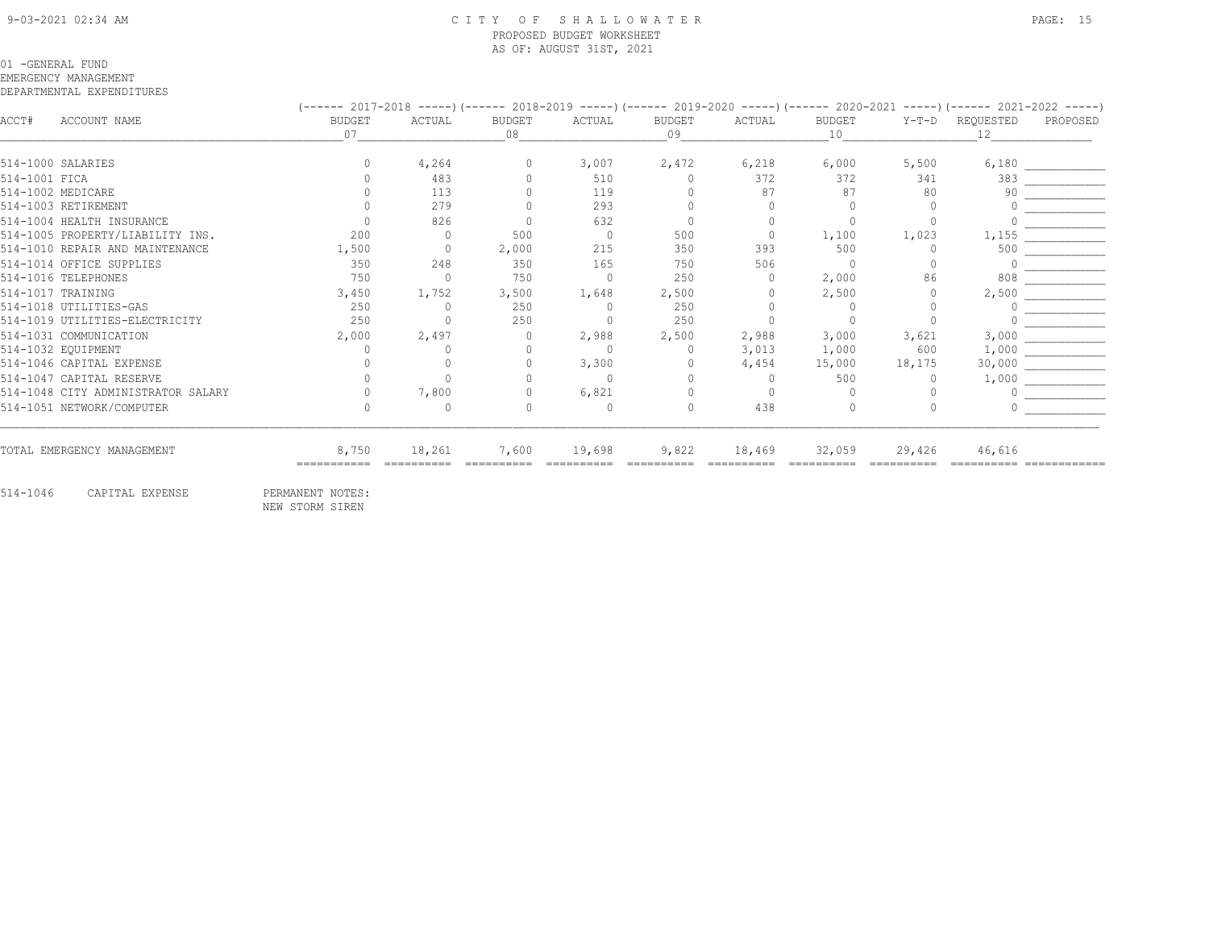CITY OF SHALLOWATER
PROPOSED BUDGET WORKSHEET
AS OF: AUGUST 31ST, 2021

01 -GENERAL FUND
EMERGENCY MANAGEMENT
DEPARTMENTAL EXPENDITURES

| ACCT# | ACCOUNT NAME | 2017-2018 BUDGET 07 | 2017-2018 ACTUAL | 2018-2019 BUDGET 08 | 2018-2019 ACTUAL | 2019-2020 BUDGET 09 | 2019-2020 ACTUAL | 2020-2021 BUDGET 10 | 2020-2021 Y-T-D | 2021-2022 REQUESTED 12 | 2021-2022 PROPOSED |
|---|---|---|---|---|---|---|---|---|---|---|---|
| 514-1000 | SALARIES | 0 | 4,264 | 0 | 3,007 | 2,472 | 6,218 | 6,000 | 5,500 | 6,180 | |
| 514-1001 | FICA | 0 | 483 | 0 | 510 | 0 | 372 | 372 | 341 | 383 | |
| 514-1002 | MEDICARE | 0 | 113 | 0 | 119 | 0 | 87 | 87 | 80 | 90 | |
| 514-1003 | RETIREMENT | 0 | 279 | 0 | 293 | 0 | 0 | 0 | 0 | 0 | |
| 514-1004 | HEALTH INSURANCE | 0 | 826 | 0 | 632 | 0 | 0 | 0 | 0 | 0 | |
| 514-1005 | PROPERTY/LIABILITY INS. | 200 | 0 | 500 | 0 | 500 | 0 | 1,100 | 1,023 | 1,155 | |
| 514-1010 | REPAIR AND MAINTENANCE | 1,500 | 0 | 2,000 | 215 | 350 | 393 | 500 | 0 | 500 | |
| 514-1014 | OFFICE SUPPLIES | 350 | 248 | 350 | 165 | 750 | 506 | 0 | 0 | 0 | |
| 514-1016 | TELEPHONES | 750 | 0 | 750 | 0 | 250 | 0 | 2,000 | 86 | 808 | |
| 514-1017 | TRAINING | 3,450 | 1,752 | 3,500 | 1,648 | 2,500 | 0 | 2,500 | 0 | 2,500 | |
| 514-1018 | UTILITIES-GAS | 250 | 0 | 250 | 0 | 250 | 0 | 0 | 0 | 0 | |
| 514-1019 | UTILITIES-ELECTRICITY | 250 | 0 | 250 | 0 | 250 | 0 | 0 | 0 | 0 | |
| 514-1031 | COMMUNICATION | 2,000 | 2,497 | 0 | 2,988 | 2,500 | 2,988 | 3,000 | 3,621 | 3,000 | |
| 514-1032 | EQUIPMENT | 0 | 0 | 0 | 0 | 0 | 3,013 | 1,000 | 600 | 1,000 | |
| 514-1046 | CAPITAL EXPENSE | 0 | 0 | 0 | 3,300 | 0 | 4,454 | 15,000 | 18,175 | 30,000 | |
| 514-1047 | CAPITAL RESERVE | 0 | 0 | 0 | 0 | 0 | 0 | 500 | 0 | 1,000 | |
| 514-1048 | CITY ADMINISTRATOR SALARY | 0 | 7,800 | 0 | 6,821 | 0 | 0 | 0 | 0 | 0 | |
| 514-1051 | NETWORK/COMPUTER | 0 | 0 | 0 | 0 | 0 | 438 | 0 | 0 | 0 | |
| | TOTAL EMERGENCY MANAGEMENT | 8,750 | 18,261 | 7,600 | 19,698 | 9,822 | 18,469 | 32,059 | 29,426 | 46,616 | |

514-1046 CAPITAL EXPENSE PERMANENT NOTES:
NEW STORM SIREN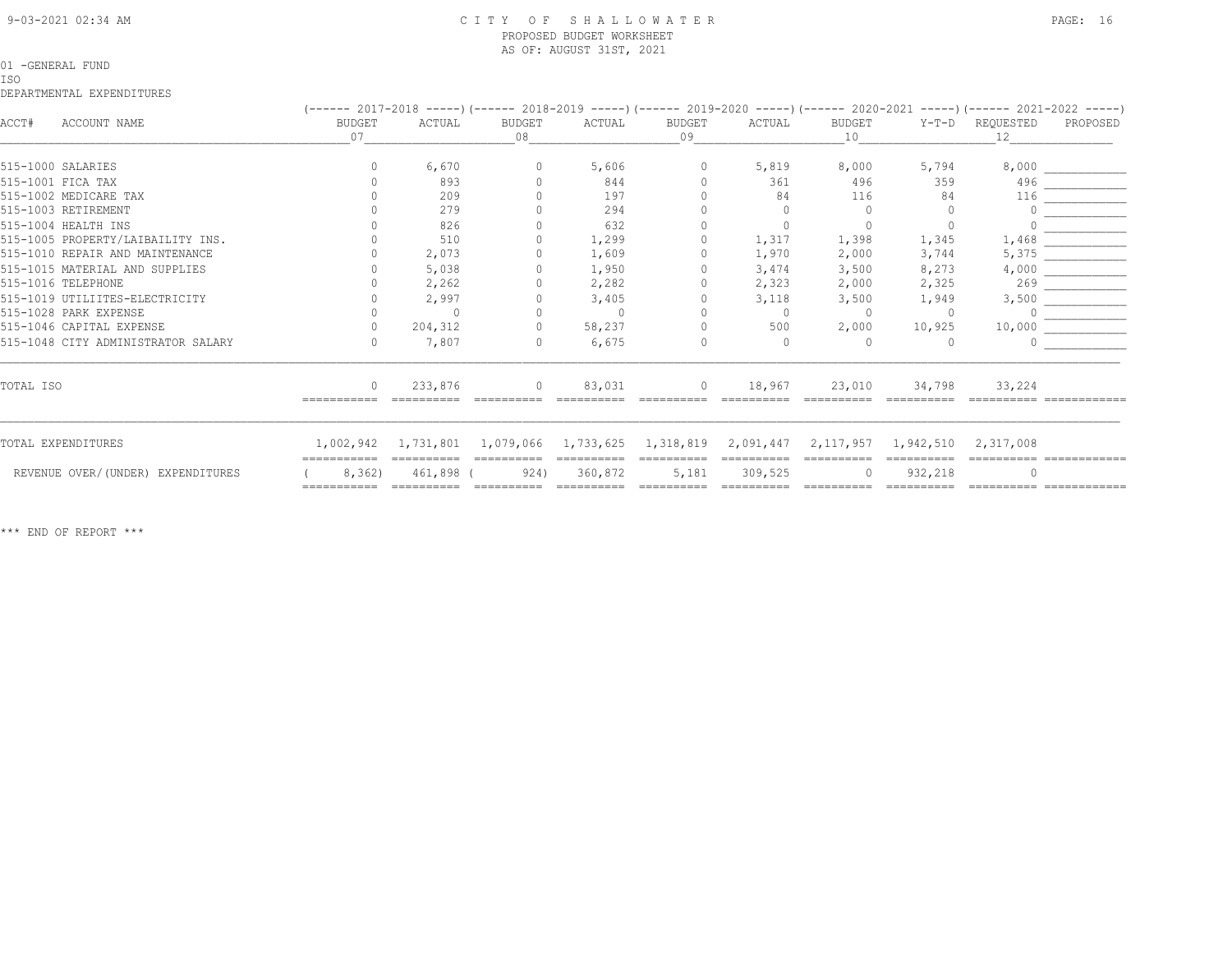CITY OF SHALLOWATER
PROPOSED BUDGET WORKSHEET
AS OF: AUGUST 31ST, 2021

01 -GENERAL FUND
ISO
DEPARTMENTAL EXPENDITURES

| ACCT# | ACCOUNT NAME | 2017-2018 BUDGET 07 | 2017-2018 ACTUAL | 2018-2019 BUDGET 08 | 2018-2019 ACTUAL | 2019-2020 BUDGET 09 | 2019-2020 ACTUAL | 2020-2021 BUDGET 10 | 2020-2021 Y-T-D | 2021-2022 REQUESTED 12 | 2021-2022 PROPOSED |
|---|---|---|---|---|---|---|---|---|---|---|---|
| 515-1000 | SALARIES | 0 | 6,670 | 0 | 5,606 | 0 | 5,819 | 8,000 | 5,794 | 8,000 | |
| 515-1001 | FICA TAX | 0 | 893 | 0 | 844 | 0 | 361 | 496 | 359 | 496 | |
| 515-1002 | MEDICARE TAX | 0 | 209 | 0 | 197 | 0 | 84 | 116 | 84 | 116 | |
| 515-1003 | RETIREMENT | 0 | 279 | 0 | 294 | 0 | 0 | 0 | 0 | 0 | |
| 515-1004 | HEALTH INS | 0 | 826 | 0 | 632 | 0 | 0 | 0 | 0 | 0 | |
| 515-1005 | PROPERTY/LAIBAILITY INS. | 0 | 510 | 0 | 1,299 | 0 | 1,317 | 1,398 | 1,345 | 1,468 | |
| 515-1010 | REPAIR AND MAINTENANCE | 0 | 2,073 | 0 | 1,609 | 0 | 1,970 | 2,000 | 3,744 | 5,375 | |
| 515-1015 | MATERIAL AND SUPPLIES | 0 | 5,038 | 0 | 1,950 | 0 | 3,474 | 3,500 | 8,273 | 4,000 | |
| 515-1016 | TELEPHONE | 0 | 2,262 | 0 | 2,282 | 0 | 2,323 | 2,000 | 2,325 | 269 | |
| 515-1019 | UTILIITES-ELECTRICITY | 0 | 2,997 | 0 | 3,405 | 0 | 3,118 | 3,500 | 1,949 | 3,500 | |
| 515-1028 | PARK EXPENSE | 0 | 0 | 0 | 0 | 0 | 0 | 0 | 0 | 0 | |
| 515-1046 | CAPITAL EXPENSE | 0 | 204,312 | 0 | 58,237 | 0 | 500 | 2,000 | 10,925 | 10,000 | |
| 515-1048 | CITY ADMINISTRATOR SALARY | 0 | 7,807 | 0 | 6,675 | 0 | 0 | 0 | 0 | 0 | |
| TOTAL ISO | | 0 | 233,876 | 0 | 83,031 | 0 | 18,967 | 23,010 | 34,798 | 33,224 | |
| TOTAL EXPENDITURES | | 1,002,942 | 1,731,801 | 1,079,066 | 1,733,625 | 1,318,819 | 2,091,447 | 2,117,957 | 1,942,510 | 2,317,008 | |
| REVENUE OVER/(UNDER) EXPENDITURES | | ( 8,362) | 461,898 | ( 924) | 360,872 | 5,181 | 309,525 | 0 | 932,218 | 0 | |

*** END OF REPORT ***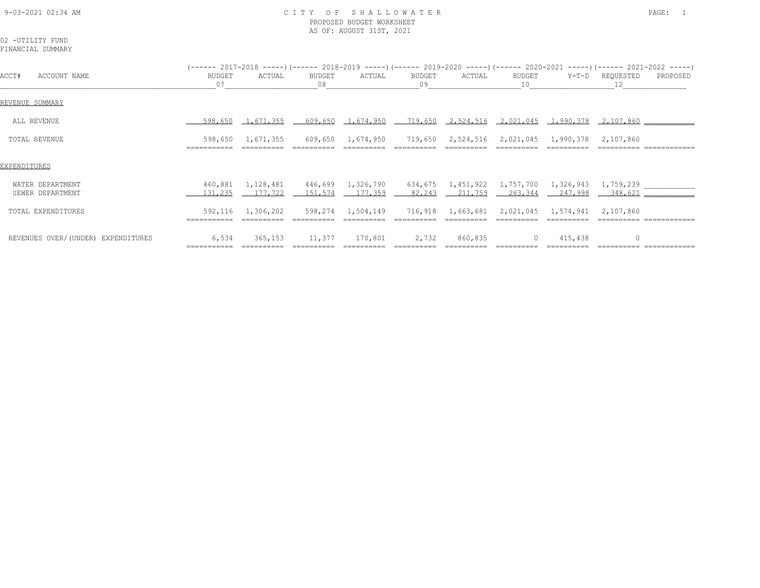# CITY OF SHALLOWATER

PROPOSED BUDGET WORKSHEET
AS OF: AUGUST 31ST, 2021

02 -UTILITY FUND
FINANCIAL SUMMARY

| ACCT# ACCOUNT NAME | 2017-2018 BUDGET 07 | 2017-2018 ACTUAL | 2018-2019 BUDGET 08 | 2018-2019 ACTUAL | 2019-2020 BUDGET 09 | 2019-2020 ACTUAL | 2020-2021 BUDGET 10 | 2020-2021 Y-T-D | 2021-2022 REQUESTED 12 | 2021-2022 PROPOSED |
|---|---|---|---|---|---|---|---|---|---|---|
| **REVENUE SUMMARY** | | | | | | | | | | |
| ALL REVENUE | 598,650 | 1,671,355 | 609,650 | 1,674,950 | 719,650 | 2,524,516 | 2,021,045 | 1,990,378 | 2,107,860 | |
| TOTAL REVENUE | 598,650 | 1,671,355 | 609,650 | 1,674,950 | 719,650 | 2,524,516 | 2,021,045 | 1,990,378 | 2,107,860 | |
| **EXPENDITURES** | | | | | | | | | | |
| WATER DEPARTMENT | 460,881 | 1,128,481 | 446,699 | 1,326,790 | 634,675 | 1,451,922 | 1,757,700 | 1,326,943 | 1,759,239 | |
| SEWER DEPARTMENT | 131,235 | 177,722 | 151,574 | 177,359 | 82,243 | 211,759 | 263,344 | 247,998 | 348,621 | |
| TOTAL EXPENDITURES | 592,116 | 1,306,202 | 598,274 | 1,504,149 | 716,918 | 1,663,681 | 2,021,045 | 1,574,941 | 2,107,860 | |
| REVENUES OVER/(UNDER) EXPENDITURES | 6,534 | 365,153 | 11,377 | 170,801 | 2,732 | 860,835 | 0 | 415,438 | 0 | |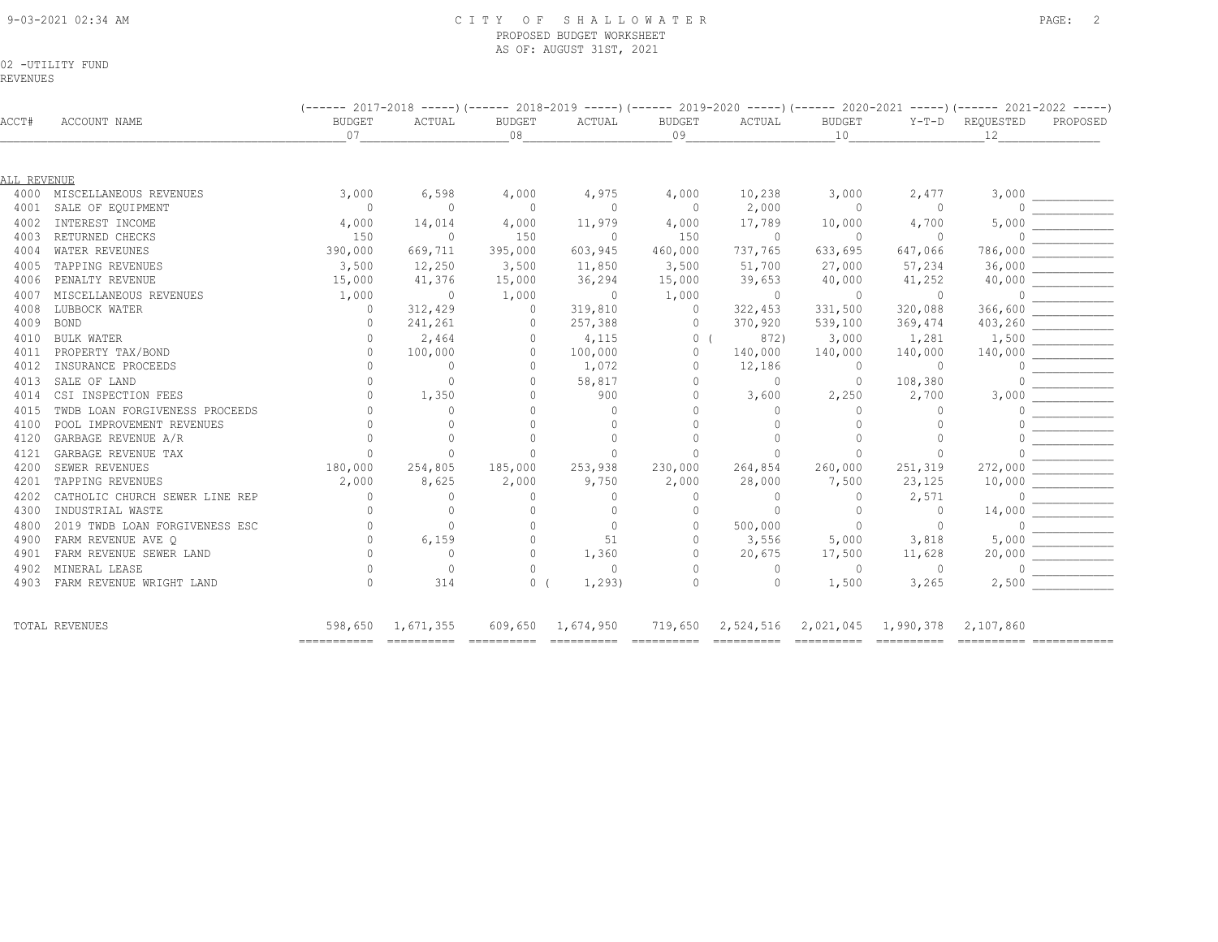# CITY OF SHALLOWATER
## PROPOSED BUDGET WORKSHEET
AS OF: AUGUST 31ST, 2021

02 -UTILITY FUND
REVENUES

| ACCT# | ACCOUNT NAME | 2017-2018 BUDGET 07 | 2017-2018 ACTUAL | 2018-2019 BUDGET 08 | 2018-2019 ACTUAL | 2019-2020 BUDGET 09 | 2019-2020 ACTUAL | 2020-2021 BUDGET 10 | 2020-2021 Y-T-D | 2021-2022 REQUESTED 12 | 2021-2022 PROPOSED |
|---|---|---|---|---|---|---|---|---|---|---|---|
| **ALL REVENUE** | | | | | | | | | | | |
| 4000 | MISCELLANEOUS REVENUES | 3,000 | 6,598 | 4,000 | 4,975 | 4,000 | 10,238 | 3,000 | 2,477 | 3,000 | |
| 4001 | SALE OF EQUIPMENT | 0 | 0 | 0 | 0 | 0 | 2,000 | 0 | 0 | 0 | |
| 4002 | INTEREST INCOME | 4,000 | 14,014 | 4,000 | 11,979 | 4,000 | 17,789 | 10,000 | 4,700 | 5,000 | |
| 4003 | RETURNED CHECKS | 150 | 0 | 150 | 0 | 150 | 0 | 0 | 0 | 0 | |
| 4004 | WATER REVEUNES | 390,000 | 669,711 | 395,000 | 603,945 | 460,000 | 737,765 | 633,695 | 647,066 | 786,000 | |
| 4005 | TAPPING REVENUES | 3,500 | 12,250 | 3,500 | 11,850 | 3,500 | 51,700 | 27,000 | 57,234 | 36,000 | |
| 4006 | PENALTY REVENUE | 15,000 | 41,376 | 15,000 | 36,294 | 15,000 | 39,653 | 40,000 | 41,252 | 40,000 | |
| 4007 | MISCELLANEOUS REVENUES | 1,000 | 0 | 1,000 | 0 | 1,000 | 0 | 0 | 0 | 0 | |
| 4008 | LUBBOCK WATER | 0 | 312,429 | 0 | 319,810 | 0 | 322,453 | 331,500 | 320,088 | 366,600 | |
| 4009 | BOND | 0 | 241,261 | 0 | 257,388 | 0 | 370,920 | 539,100 | 369,474 | 403,260 | |
| 4010 | BULK WATER | 0 | 2,464 | 0 | 4,115 | 0 | ( 872) | 3,000 | 1,281 | 1,500 | |
| 4011 | PROPERTY TAX/BOND | 0 | 100,000 | 0 | 100,000 | 0 | 140,000 | 140,000 | 140,000 | 140,000 | |
| 4012 | INSURANCE PROCEEDS | 0 | 0 | 0 | 1,072 | 0 | 12,186 | 0 | 0 | 0 | |
| 4013 | SALE OF LAND | 0 | 0 | 0 | 58,817 | 0 | 0 | 0 | 108,380 | 0 | |
| 4014 | CSI INSPECTION FEES | 0 | 1,350 | 0 | 900 | 0 | 3,600 | 2,250 | 2,700 | 3,000 | |
| 4015 | TWDB LOAN FORGIVENESS PROCEEDS | 0 | 0 | 0 | 0 | 0 | 0 | 0 | 0 | 0 | |
| 4100 | POOL IMPROVEMENT REVENUES | 0 | 0 | 0 | 0 | 0 | 0 | 0 | 0 | 0 | |
| 4120 | GARBAGE REVENUE A/R | 0 | 0 | 0 | 0 | 0 | 0 | 0 | 0 | 0 | |
| 4121 | GARBAGE REVENUE TAX | 0 | 0 | 0 | 0 | 0 | 0 | 0 | 0 | 0 | |
| 4200 | SEWER REVENUES | 180,000 | 254,805 | 185,000 | 253,938 | 230,000 | 264,854 | 260,000 | 251,319 | 272,000 | |
| 4201 | TAPPING REVENUES | 2,000 | 8,625 | 2,000 | 9,750 | 2,000 | 28,000 | 7,500 | 23,125 | 10,000 | |
| 4202 | CATHOLIC CHURCH SEWER LINE REP | 0 | 0 | 0 | 0 | 0 | 0 | 0 | 2,571 | 0 | |
| 4300 | INDUSTRIAL WASTE | 0 | 0 | 0 | 0 | 0 | 0 | 0 | 0 | 14,000 | |
| 4800 | 2019 TWDB LOAN FORGIVENESS ESC | 0 | 0 | 0 | 0 | 0 | 500,000 | 0 | 0 | 0 | |
| 4900 | FARM REVENUE AVE Q | 0 | 6,159 | 0 | 51 | 0 | 3,556 | 5,000 | 3,818 | 5,000 | |
| 4901 | FARM REVENUE SEWER LAND | 0 | 0 | 0 | 1,360 | 0 | 20,675 | 17,500 | 11,628 | 20,000 | |
| 4902 | MINERAL LEASE | 0 | 0 | 0 | 0 | 0 | 0 | 0 | 0 | 0 | |
| 4903 | FARM REVENUE WRIGHT LAND | 0 | 314 | 0 | ( 1,293) | 0 | 0 | 1,500 | 3,265 | 2,500 | |
| | TOTAL REVENUES | 598,650 | 1,671,355 | 609,650 | 1,674,950 | 719,650 | 2,524,516 | 2,021,045 | 1,990,378 | 2,107,860 | |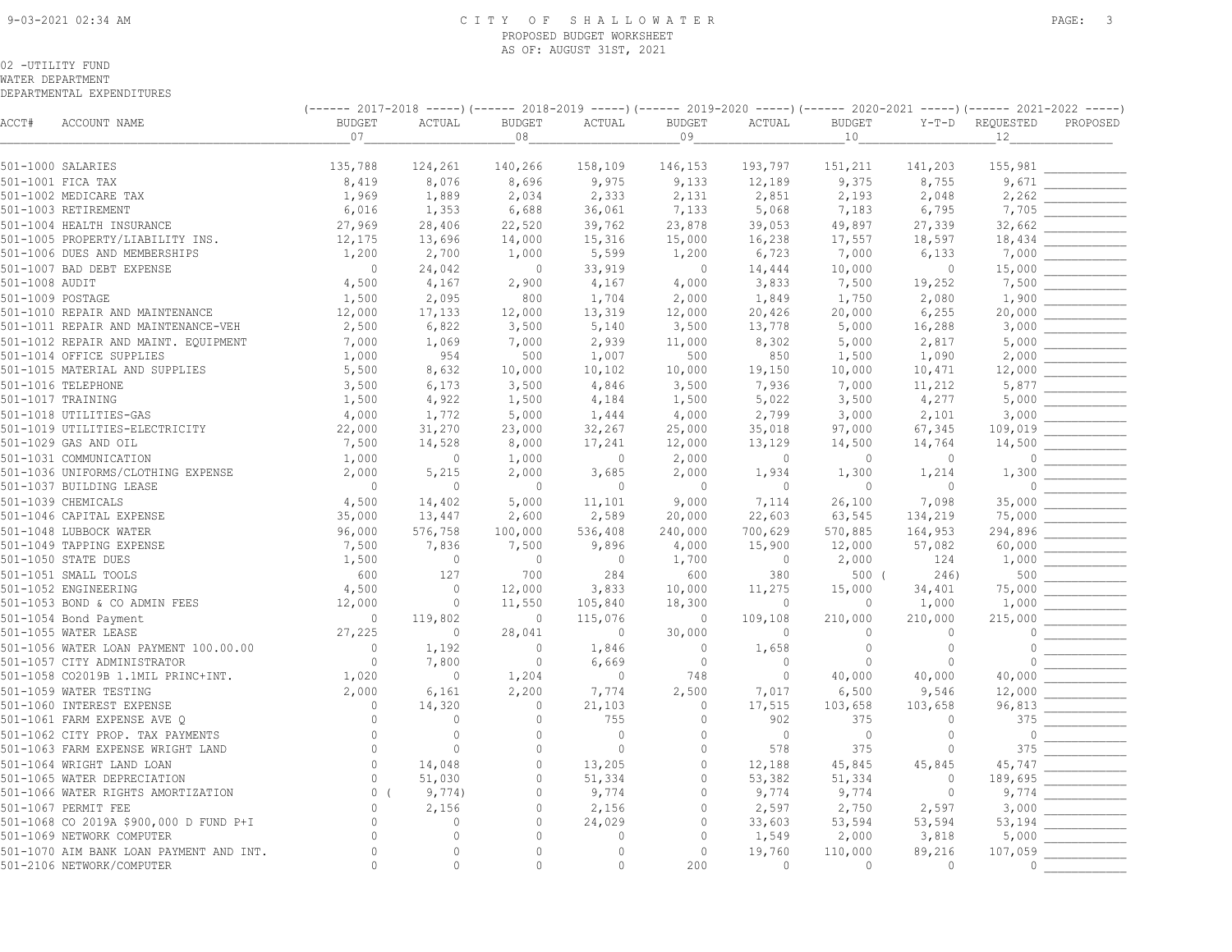9-03-2021 02:34 AM

# CITY OF SHALLOWATER

PROPOSED BUDGET WORKSHEET

AS OF: AUGUST 31ST, 2021

02 -UTILITY FUND

WATER DEPARTMENT

DEPARTMENTAL EXPENDITURES

| ACCT# | ACCOUNT NAME | 2017-2018 BUDGET 07 | 2017-2018 ACTUAL | 2018-2019 BUDGET 08 | 2018-2019 ACTUAL | 2019-2020 BUDGET 09 | 2019-2020 ACTUAL | 2020-2021 BUDGET 10 | 2020-2021 Y-T-D | 2021-2022 REQUESTED 12 | 2021-2022 PROPOSED |
|---|---|---|---|---|---|---|---|---|---|---|---|
| 501-1000 | SALARIES | 135,788 | 124,261 | 140,266 | 158,109 | 146,153 | 193,797 | 151,211 | 141,203 | 155,981 | |
| 501-1001 | FICA TAX | 8,419 | 8,076 | 8,696 | 9,975 | 9,133 | 12,189 | 9,375 | 8,755 | 9,671 | |
| 501-1002 | MEDICARE TAX | 1,969 | 1,889 | 2,034 | 2,333 | 2,131 | 2,851 | 2,193 | 2,048 | 2,262 | |
| 501-1003 | RETIREMENT | 6,016 | 1,353 | 6,688 | 36,061 | 7,133 | 5,068 | 7,183 | 6,795 | 7,705 | |
| 501-1004 | HEALTH INSURANCE | 27,969 | 28,406 | 22,520 | 39,762 | 23,878 | 39,053 | 49,897 | 27,339 | 32,662 | |
| 501-1005 | PROPERTY/LIABILITY INS. | 12,175 | 13,696 | 14,000 | 15,316 | 15,000 | 16,238 | 17,557 | 18,597 | 18,434 | |
| 501-1006 | DUES AND MEMBERSHIPS | 1,200 | 2,700 | 1,000 | 5,599 | 1,200 | 6,723 | 7,000 | 6,133 | 7,000 | |
| 501-1007 | BAD DEBT EXPENSE | 0 | 24,042 | 0 | 33,919 | 0 | 14,444 | 10,000 | 0 | 15,000 | |
| 501-1008 | AUDIT | 4,500 | 4,167 | 2,900 | 4,167 | 4,000 | 3,833 | 7,500 | 19,252 | 7,500 | |
| 501-1009 | POSTAGE | 1,500 | 2,095 | 800 | 1,704 | 2,000 | 1,849 | 1,750 | 2,080 | 1,900 | |
| 501-1010 | REPAIR AND MAINTENANCE | 12,000 | 17,133 | 12,000 | 13,319 | 12,000 | 20,426 | 20,000 | 6,255 | 20,000 | |
| 501-1011 | REPAIR AND MAINTENANCE-VEH | 2,500 | 6,822 | 3,500 | 5,140 | 3,500 | 13,778 | 5,000 | 16,288 | 3,000 | |
| 501-1012 | REPAIR AND MAINT. EQUIPMENT | 7,000 | 1,069 | 7,000 | 2,939 | 11,000 | 8,302 | 5,000 | 2,817 | 5,000 | |
| 501-1014 | OFFICE SUPPLIES | 1,000 | 954 | 500 | 1,007 | 500 | 850 | 1,500 | 1,090 | 2,000 | |
| 501-1015 | MATERIAL AND SUPPLIES | 5,500 | 8,632 | 10,000 | 10,102 | 10,000 | 19,150 | 10,000 | 10,471 | 12,000 | |
| 501-1016 | TELEPHONE | 3,500 | 6,173 | 3,500 | 4,846 | 3,500 | 7,936 | 7,000 | 11,212 | 5,877 | |
| 501-1017 | TRAINING | 1,500 | 4,922 | 1,500 | 4,184 | 1,500 | 5,022 | 3,500 | 4,277 | 5,000 | |
| 501-1018 | UTILITIES-GAS | 4,000 | 1,772 | 5,000 | 1,444 | 4,000 | 2,799 | 3,000 | 2,101 | 3,000 | |
| 501-1019 | UTILITIES-ELECTRICITY | 22,000 | 31,270 | 23,000 | 32,267 | 25,000 | 35,018 | 97,000 | 67,345 | 109,019 | |
| 501-1029 | GAS AND OIL | 7,500 | 14,528 | 8,000 | 17,241 | 12,000 | 13,129 | 14,500 | 14,764 | 14,500 | |
| 501-1031 | COMMUNICATION | 1,000 | 0 | 1,000 | 0 | 2,000 | 0 | 0 | 0 | 0 | |
| 501-1036 | UNIFORMS/CLOTHING EXPENSE | 2,000 | 5,215 | 2,000 | 3,685 | 2,000 | 1,934 | 1,300 | 1,214 | 1,300 | |
| 501-1037 | BUILDING LEASE | 0 | 0 | 0 | 0 | 0 | 0 | 0 | 0 | 0 | |
| 501-1039 | CHEMICALS | 4,500 | 14,402 | 5,000 | 11,101 | 9,000 | 7,114 | 26,100 | 7,098 | 35,000 | |
| 501-1046 | CAPITAL EXPENSE | 35,000 | 13,447 | 2,600 | 2,589 | 20,000 | 22,603 | 63,545 | 134,219 | 75,000 | |
| 501-1048 | LUBBOCK WATER | 96,000 | 576,758 | 100,000 | 536,408 | 240,000 | 700,629 | 570,885 | 164,953 | 294,896 | |
| 501-1049 | TAPPING EXPENSE | 7,500 | 7,836 | 7,500 | 9,896 | 4,000 | 15,900 | 12,000 | 57,082 | 60,000 | |
| 501-1050 | STATE DUES | 1,500 | 0 | 0 | 0 | 1,700 | 0 | 2,000 | 124 | 1,000 | |
| 501-1051 | SMALL TOOLS | 600 | 127 | 700 | 284 | 600 | 380 | 500 | (246) | 500 | |
| 501-1052 | ENGINEERING | 4,500 | 0 | 12,000 | 3,833 | 10,000 | 11,275 | 15,000 | 34,401 | 75,000 | |
| 501-1053 | BOND & CO ADMIN FEES | 12,000 | 0 | 11,550 | 105,840 | 18,300 | 0 | 0 | 1,000 | 1,000 | |
| 501-1054 | Bond Payment | 0 | 119,802 | 0 | 115,076 | 0 | 109,108 | 210,000 | 210,000 | 215,000 | |
| 501-1055 | WATER LEASE | 27,225 | 0 | 28,041 | 0 | 30,000 | 0 | 0 | 0 | 0 | |
| 501-1056 | WATER LOAN PAYMENT 100.00.00 | 0 | 1,192 | 0 | 1,846 | 0 | 1,658 | 0 | 0 | 0 | |
| 501-1057 | CITY ADMINISTRATOR | 0 | 7,800 | 0 | 6,669 | 0 | 0 | 0 | 0 | 0 | |
| 501-1058 | CO2019B 1.1MIL PRINC+INT. | 1,020 | 0 | 1,204 | 0 | 748 | 0 | 40,000 | 40,000 | 40,000 | |
| 501-1059 | WATER TESTING | 2,000 | 6,161 | 2,200 | 7,774 | 2,500 | 7,017 | 6,500 | 9,546 | 12,000 | |
| 501-1060 | INTEREST EXPENSE | 0 | 14,320 | 0 | 21,103 | 0 | 17,515 | 103,658 | 103,658 | 96,813 | |
| 501-1061 | FARM EXPENSE AVE Q | 0 | 0 | 0 | 755 | 0 | 902 | 375 | 0 | 375 | |
| 501-1062 | CITY PROP. TAX PAYMENTS | 0 | 0 | 0 | 0 | 0 | 0 | 0 | 0 | 0 | |
| 501-1063 | FARM EXPENSE WRIGHT LAND | 0 | 0 | 0 | 0 | 0 | 578 | 375 | 0 | 375 | |
| 501-1064 | WRIGHT LAND LOAN | 0 | 14,048 | 0 | 13,205 | 0 | 12,188 | 45,845 | 45,845 | 45,747 | |
| 501-1065 | WATER DEPRECIATION | 0 | 51,030 | 0 | 51,334 | 0 | 53,382 | 51,334 | 0 | 189,695 | |
| 501-1066 | WATER RIGHTS AMORTIZATION | 0 | (9,774) | 0 | 9,774 | 0 | 9,774 | 9,774 | 0 | 9,774 | |
| 501-1067 | PERMIT FEE | 0 | 2,156 | 0 | 2,156 | 0 | 2,597 | 2,750 | 2,597 | 3,000 | |
| 501-1068 | CO 2019A $900,000 D FUND P+I | 0 | 0 | 0 | 24,029 | 0 | 33,603 | 53,594 | 53,594 | 53,194 | |
| 501-1069 | NETWORK COMPUTER | 0 | 0 | 0 | 0 | 0 | 1,549 | 2,000 | 3,818 | 5,000 | |
| 501-1070 | AIM BANK LOAN PAYMENT AND INT. | 0 | 0 | 0 | 0 | 0 | 19,760 | 110,000 | 89,216 | 107,059 | |
| 501-2106 | NETWORK/COMPUTER | 0 | 0 | 0 | 0 | 200 | 0 | 0 | 0 | 0 | |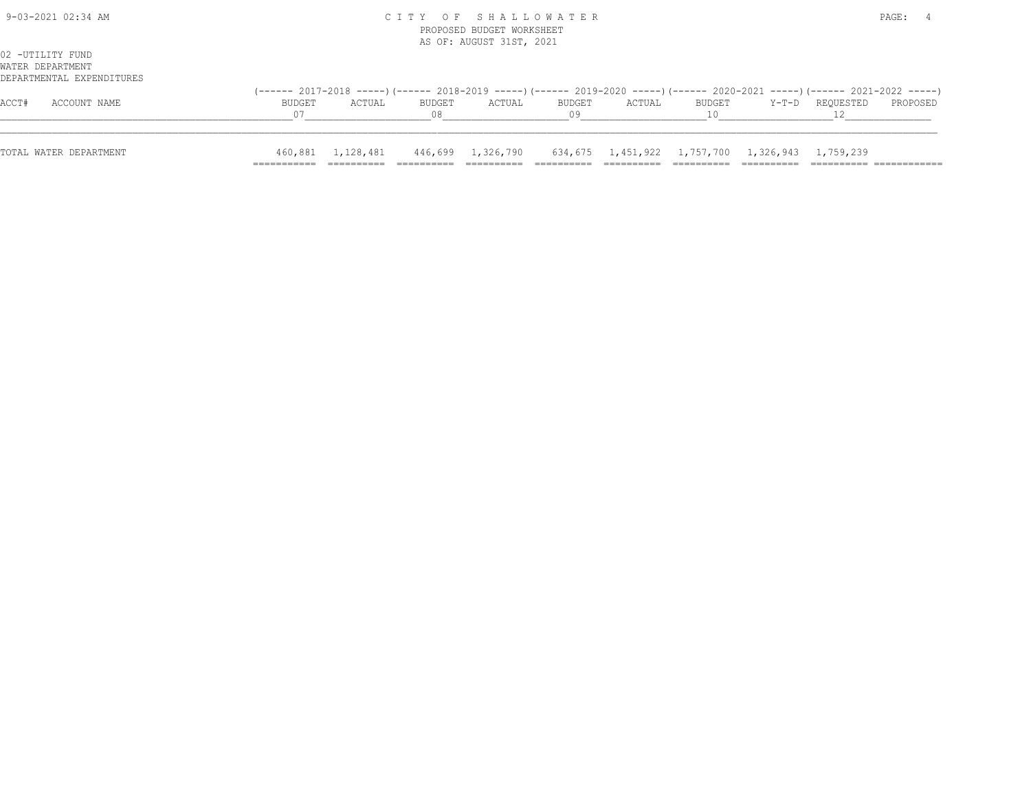02 -UTILITY FUND
WATER DEPARTMENT
DEPARTMENTAL EXPENDITURES

| ACCT# | ACCOUNT NAME | 2017-2018 BUDGET 07 | 2017-2018 ACTUAL | 2018-2019 BUDGET 08 | 2018-2019 ACTUAL | 2019-2020 BUDGET 09 | 2019-2020 ACTUAL | 2020-2021 BUDGET 10 | 2020-2021 Y-T-D | 2021-2022 REQUESTED 12 | 2021-2022 PROPOSED |
|---|---|---|---|---|---|---|---|---|---|---|---|
| | TOTAL WATER DEPARTMENT | 460,881 | 1,128,481 | 446,699 | 1,326,790 | 634,675 | 1,451,922 | 1,757,700 | 1,326,943 | 1,759,239 | |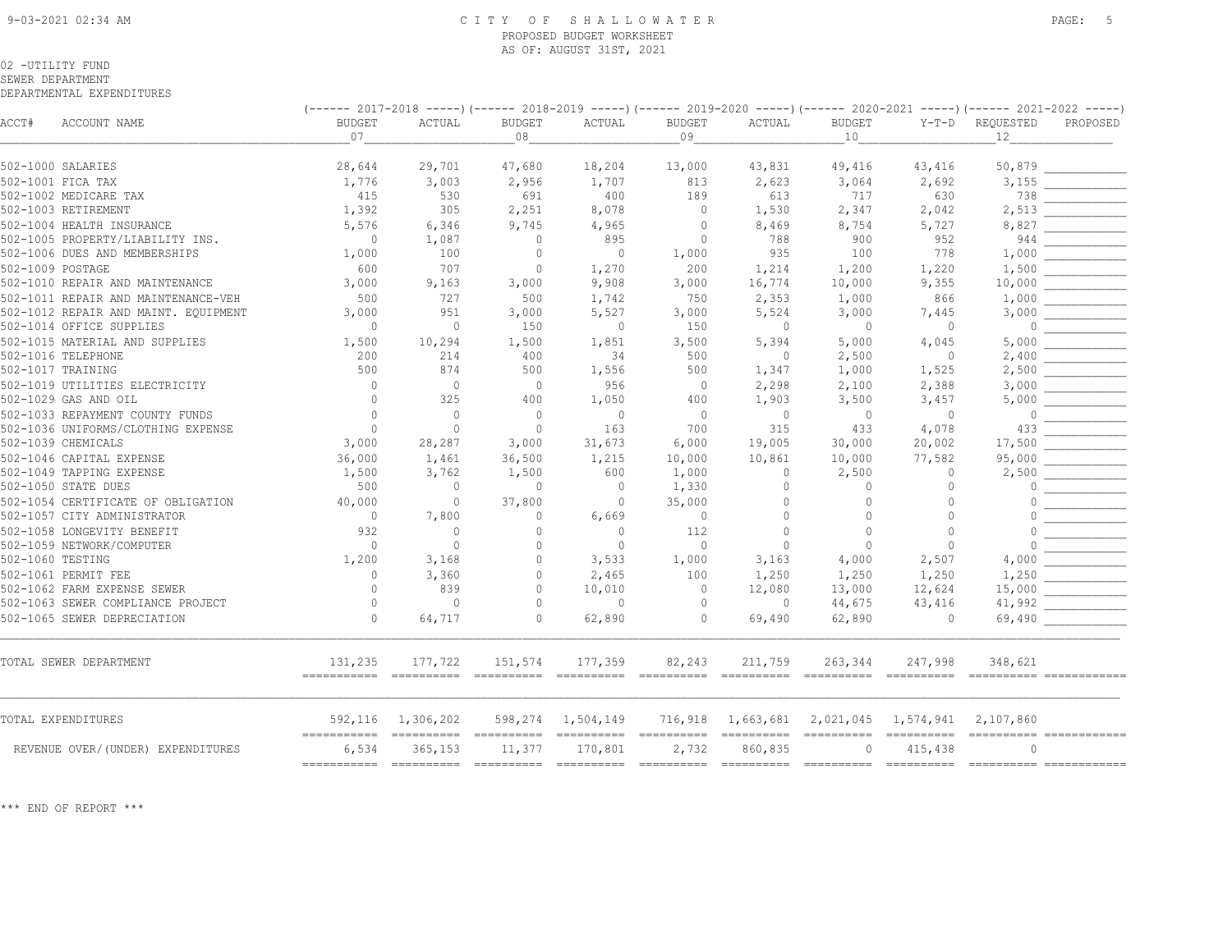# CITY OF SHALLOWATER

PROPOSED BUDGET WORKSHEET

AS OF: AUGUST 31ST, 2021

02 -UTILITY FUND

SEWER DEPARTMENT

DEPARTMENTAL EXPENDITURES

| ACCT# | ACCOUNT NAME | 2017-2018 BUDGET 07 | 2017-2018 ACTUAL | 2018-2019 BUDGET 08 | 2018-2019 ACTUAL | 2019-2020 BUDGET 09 | 2019-2020 ACTUAL | 2020-2021 BUDGET 10 | 2020-2021 Y-T-D | 2021-2022 REQUESTED 12 | 2021-2022 PROPOSED |
|---|---|---|---|---|---|---|---|---|---|---|---|
| 502-1000 | SALARIES | 28,644 | 29,701 | 47,680 | 18,204 | 13,000 | 43,831 | 49,416 | 43,416 | 50,879 | |
| 502-1001 | FICA TAX | 1,776 | 3,003 | 2,956 | 1,707 | 813 | 2,623 | 3,064 | 2,692 | 3,155 | |
| 502-1002 | MEDICARE TAX | 415 | 530 | 691 | 400 | 189 | 613 | 717 | 630 | 738 | |
| 502-1003 | RETIREMENT | 1,392 | 305 | 2,251 | 8,078 | 0 | 1,530 | 2,347 | 2,042 | 2,513 | |
| 502-1004 | HEALTH INSURANCE | 5,576 | 6,346 | 9,745 | 4,965 | 0 | 8,469 | 8,754 | 5,727 | 8,827 | |
| 502-1005 | PROPERTY/LIABILITY INS. | 0 | 1,087 | 0 | 895 | 0 | 788 | 900 | 952 | 944 | |
| 502-1006 | DUES AND MEMBERSHIPS | 1,000 | 100 | 0 | 0 | 1,000 | 935 | 100 | 778 | 1,000 | |
| 502-1009 | POSTAGE | 600 | 707 | 0 | 1,270 | 200 | 1,214 | 1,200 | 1,220 | 1,500 | |
| 502-1010 | REPAIR AND MAINTENANCE | 3,000 | 9,163 | 3,000 | 9,908 | 3,000 | 16,774 | 10,000 | 9,355 | 10,000 | |
| 502-1011 | REPAIR AND MAINTENANCE-VEH | 500 | 727 | 500 | 1,742 | 750 | 2,353 | 1,000 | 866 | 1,000 | |
| 502-1012 | REPAIR AND MAINT. EQUIPMENT | 3,000 | 951 | 3,000 | 5,527 | 3,000 | 5,524 | 3,000 | 7,445 | 3,000 | |
| 502-1014 | OFFICE SUPPLIES | 0 | 0 | 150 | 0 | 150 | 0 | 0 | 0 | 0 | |
| 502-1015 | MATERIAL AND SUPPLIES | 1,500 | 10,294 | 1,500 | 1,851 | 3,500 | 5,394 | 5,000 | 4,045 | 5,000 | |
| 502-1016 | TELEPHONE | 200 | 214 | 400 | 34 | 500 | 0 | 2,500 | 0 | 2,400 | |
| 502-1017 | TRAINING | 500 | 874 | 500 | 1,556 | 500 | 1,347 | 1,000 | 1,525 | 2,500 | |
| 502-1019 | UTILITIES ELECTRICITY | 0 | 0 | 0 | 956 | 0 | 2,298 | 2,100 | 2,388 | 3,000 | |
| 502-1029 | GAS AND OIL | 0 | 325 | 400 | 1,050 | 400 | 1,903 | 3,500 | 3,457 | 5,000 | |
| 502-1033 | REPAYMENT COUNTY FUNDS | 0 | 0 | 0 | 0 | 0 | 0 | 0 | 0 | 0 | |
| 502-1036 | UNIFORMS/CLOTHING EXPENSE | 0 | 0 | 0 | 163 | 700 | 315 | 433 | 4,078 | 433 | |
| 502-1039 | CHEMICALS | 3,000 | 28,287 | 3,000 | 31,673 | 6,000 | 19,005 | 30,000 | 20,002 | 17,500 | |
| 502-1046 | CAPITAL EXPENSE | 36,000 | 1,461 | 36,500 | 1,215 | 10,000 | 10,861 | 10,000 | 77,582 | 95,000 | |
| 502-1049 | TAPPING EXPENSE | 1,500 | 3,762 | 1,500 | 600 | 1,000 | 0 | 2,500 | 0 | 2,500 | |
| 502-1050 | STATE DUES | 500 | 0 | 0 | 0 | 1,330 | 0 | 0 | 0 | 0 | |
| 502-1054 | CERTIFICATE OF OBLIGATION | 40,000 | 0 | 37,800 | 0 | 35,000 | 0 | 0 | 0 | 0 | |
| 502-1057 | CITY ADMINISTRATOR | 0 | 7,800 | 0 | 6,669 | 0 | 0 | 0 | 0 | 0 | |
| 502-1058 | LONGEVITY BENEFIT | 932 | 0 | 0 | 0 | 112 | 0 | 0 | 0 | 0 | |
| 502-1059 | NETWORK/COMPUTER | 0 | 0 | 0 | 0 | 0 | 0 | 0 | 0 | 0 | |
| 502-1060 | TESTING | 1,200 | 3,168 | 0 | 3,533 | 1,000 | 3,163 | 4,000 | 2,507 | 4,000 | |
| 502-1061 | PERMIT FEE | 0 | 3,360 | 0 | 2,465 | 100 | 1,250 | 1,250 | 1,250 | 1,250 | |
| 502-1062 | FARM EXPENSE SEWER | 0 | 839 | 0 | 10,010 | 0 | 12,080 | 13,000 | 12,624 | 15,000 | |
| 502-1063 | SEWER COMPLIANCE PROJECT | 0 | 0 | 0 | 0 | 0 | 0 | 44,675 | 43,416 | 41,992 | |
| 502-1065 | SEWER DEPRECIATION | 0 | 64,717 | 0 | 62,890 | 0 | 69,490 | 62,890 | 0 | 69,490 | |
| | TOTAL SEWER DEPARTMENT | 131,235 | 177,722 | 151,574 | 177,359 | 82,243 | 211,759 | 263,344 | 247,998 | 348,621 | |
| | TOTAL EXPENDITURES | 592,116 | 1,306,202 | 598,274 | 1,504,149 | 716,918 | 1,663,681 | 2,021,045 | 1,574,941 | 2,107,860 | |
| | REVENUE OVER/(UNDER) EXPENDITURES | 6,534 | 365,153 | 11,377 | 170,801 | 2,732 | 860,835 | 0 | 415,438 | 0 | |

*** END OF REPORT ***